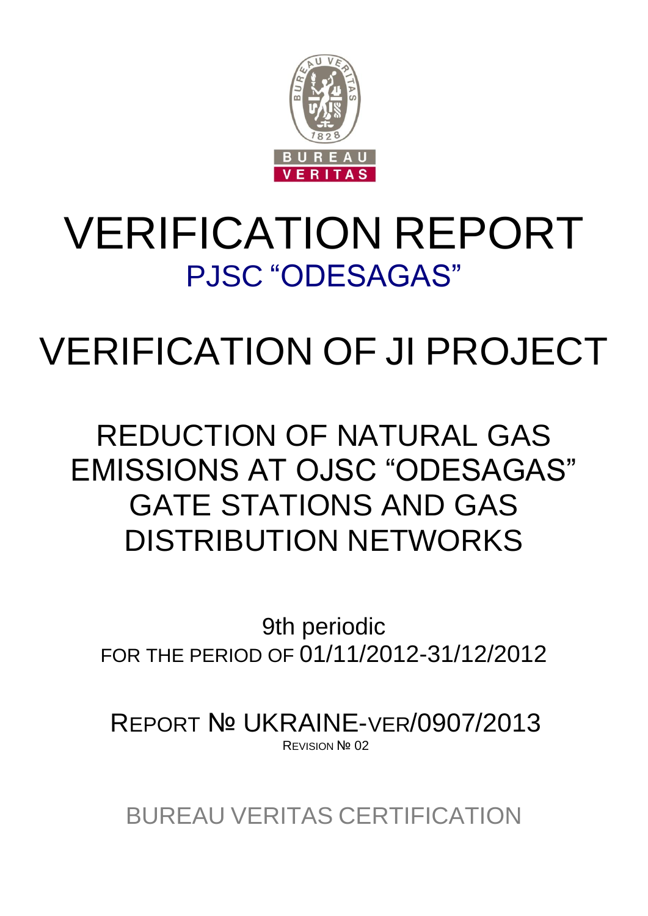# VERIFICATION REPORT

## PJSC "ODESAGAS"

# VERIFICATION OF JI PROJECT

## REDUCTION OF NATURAL GAS EMISSIONS AT OJSC "ODESAGAS" GATE STATIONS AND GAS DISTRIBUTION NETWORKS

9th periodic

FOR THE PERIOD OF 01/11/2012-31/12/2012

REPORT № UKRAINE-VER/0907/2013

REVISION № 02

BUREAU VERITAS CERTIFICATION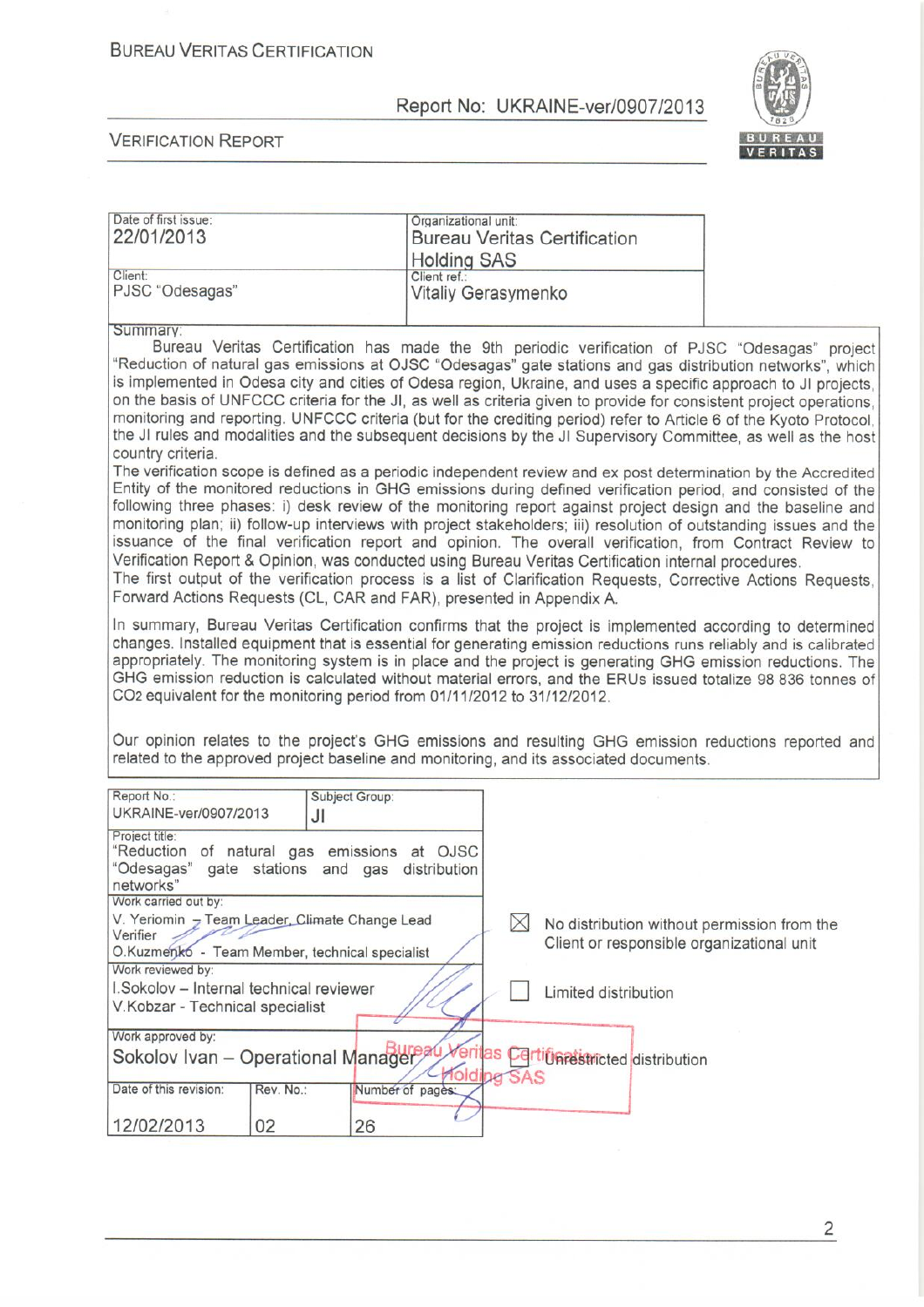BUREAU VERITAS CERTIFICATION

Report No: UKRAINE-ver/0907/2013

VERIFICATION REPORT

| Date of first issue: 22/01/2013 | Organizational unit: Bureau Veritas Certification Holding SAS |
|---|---|
| Client: PJSC "Odesagas" | Client ref.: Vitaliy Gerasymenko |

Summary:

Bureau Veritas Certification has made the 9th periodic verification of PJSC "Odesagas" project "Reduction of natural gas emissions at OJSC "Odesagas" gate stations and gas distribution networks", which is implemented in Odesa city and cities of Odesa region, Ukraine, and uses a specific approach to JI projects, on the basis of UNFCCC criteria for the JI, as well as criteria given to provide for consistent project operations, monitoring and reporting. UNFCCC criteria (but for the crediting period) refer to Article 6 of the Kyoto Protocol, the JI rules and modalities and the subsequent decisions by the JI Supervisory Committee, as well as the host country criteria.

The verification scope is defined as a periodic independent review and ex post determination by the Accredited Entity of the monitored reductions in GHG emissions during defined verification period, and consisted of the following three phases: i) desk review of the monitoring report against project design and the baseline and monitoring plan; ii) follow-up interviews with project stakeholders; iii) resolution of outstanding issues and the issuance of the final verification report and opinion. The overall verification, from Contract Review to Verification Report & Opinion, was conducted using Bureau Veritas Certification internal procedures.

The first output of the verification process is a list of Clarification Requests, Corrective Actions Requests, Forward Actions Requests (CL, CAR and FAR), presented in Appendix A.

In summary, Bureau Veritas Certification confirms that the project is implemented according to determined changes. Installed equipment that is essential for generating emission reductions runs reliably and is calibrated appropriately. The monitoring system is in place and the project is generating GHG emission reductions. The GHG emission reduction is calculated without material errors, and the ERUs issued totalize 98 836 tonnes of $CO_2$ equivalent for the monitoring period from 01/11/2012 to 31/12/2012.

Our opinion relates to the project's GHG emissions and resulting GHG emission reductions reported and related to the approved project baseline and monitoring, and its associated documents.

| Report No.: UKRAINE-ver/0907/2013 | Subject Group: JI | |
|---|---|---|
| Project title: "Reduction of natural gas emissions at OJSC "Odesagas" gate stations and gas distribution networks" | | |
| Work carried out by: V. Yeriomin – Team Leader, Climate Change Lead Verifier; O.Kuzmenko - Team Member, technical specialist | | ☒ No distribution without permission from the Client or responsible organizational unit |
| Work reviewed by: I.Sokolov – Internal technical reviewer; V.Kobzar - Technical specialist | | ☐ Limited distribution |
| Work approved by: Sokolov Ivan – Operational Manager | | ☐ Unrestricted distribution |
| Date of this revision: 12/02/2013 | Rev. No.: 02 | Number of pages: 26 |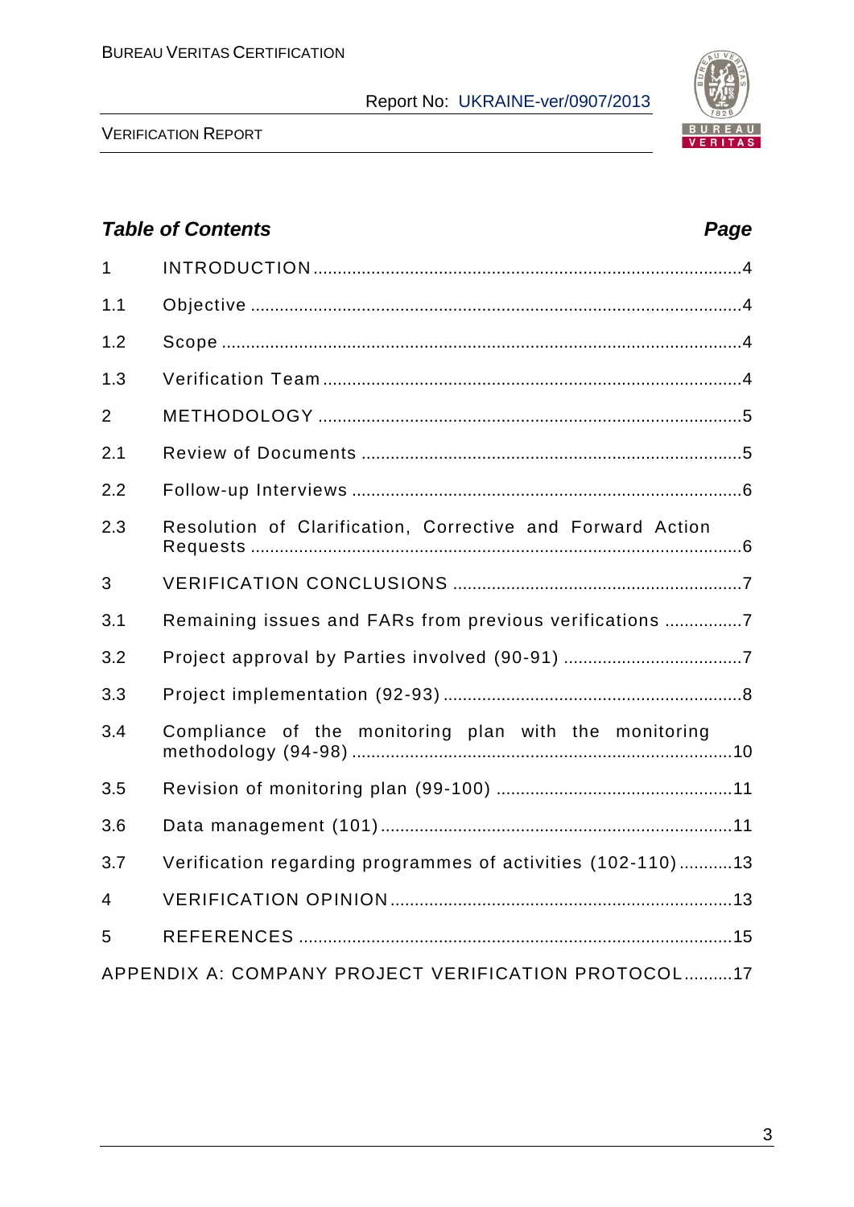***Table of Contents*** ***Page***

| | | |
|---|---|---|
| 1 | INTRODUCTION | 4 |
| 1.1 | Objective | 4 |
| 1.2 | Scope | 4 |
| 1.3 | Verification Team | 4 |
| 2 | METHODOLOGY | 5 |
| 2.1 | Review of Documents | 5 |
| 2.2 | Follow-up Interviews | 6 |
| 2.3 | Resolution of Clarification, Corrective and Forward Action Requests | 6 |
| 3 | VERIFICATION CONCLUSIONS | 7 |
| 3.1 | Remaining issues and FARs from previous verifications | 7 |
| 3.2 | Project approval by Parties involved (90-91) | 7 |
| 3.3 | Project implementation (92-93) | 8 |
| 3.4 | Compliance of the monitoring plan with the monitoring methodology (94-98) | 10 |
| 3.5 | Revision of monitoring plan (99-100) | 11 |
| 3.6 | Data management (101) | 11 |
| 3.7 | Verification regarding programmes of activities (102-110) | 13 |
| 4 | VERIFICATION OPINION | 13 |
| 5 | REFERENCES | 15 |
| APPENDIX A: COMPANY PROJECT VERIFICATION PROTOCOL | | 17 |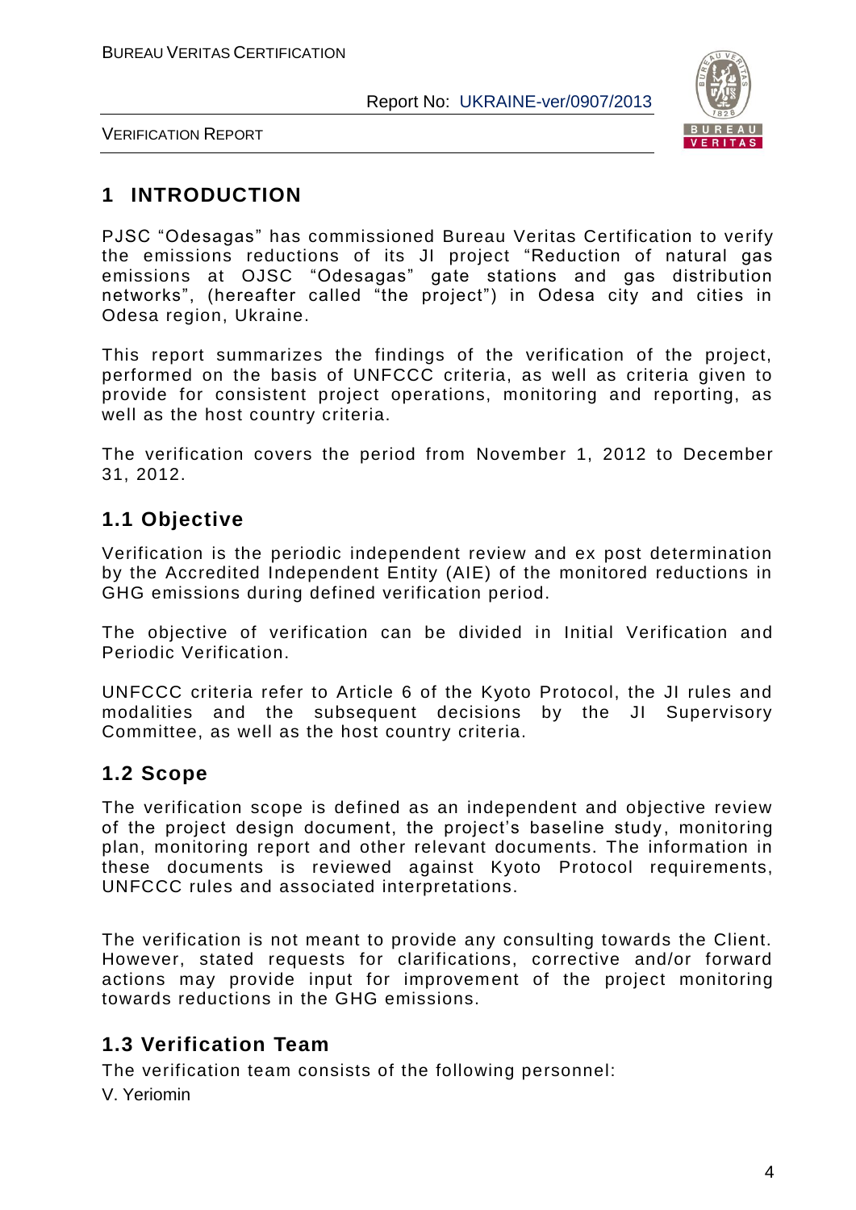# 1 INTRODUCTION

PJSC "Odesagas" has commissioned Bureau Veritas Certification to verify the emissions reductions of its JI project "Reduction of natural gas emissions at OJSC "Odesagas" gate stations and gas distribution networks", (hereafter called "the project") in Odesa city and cities in Odesa region, Ukraine.

This report summarizes the findings of the verification of the project, performed on the basis of UNFCCC criteria, as well as criteria given to provide for consistent project operations, monitoring and reporting, as well as the host country criteria.

The verification covers the period from November 1, 2012 to December 31, 2012.

## 1.1 Objective

Verification is the periodic independent review and ex post determination by the Accredited Independent Entity (AIE) of the monitored reductions in GHG emissions during defined verification period.

The objective of verification can be divided in Initial Verification and Periodic Verification.

UNFCCC criteria refer to Article 6 of the Kyoto Protocol, the JI rules and modalities and the subsequent decisions by the JI Supervisory Committee, as well as the host country criteria.

## 1.2 Scope

The verification scope is defined as an independent and objective review of the project design document, the project's baseline study, monitoring plan, monitoring report and other relevant documents. The information in these documents is reviewed against Kyoto Protocol requirements, UNFCCC rules and associated interpretations.

The verification is not meant to provide any consulting towards the Client. However, stated requests for clarifications, corrective and/or forward actions may provide input for improvement of the project monitoring towards reductions in the GHG emissions.

## 1.3 Verification Team

The verification team consists of the following personnel:

V. Yeriomin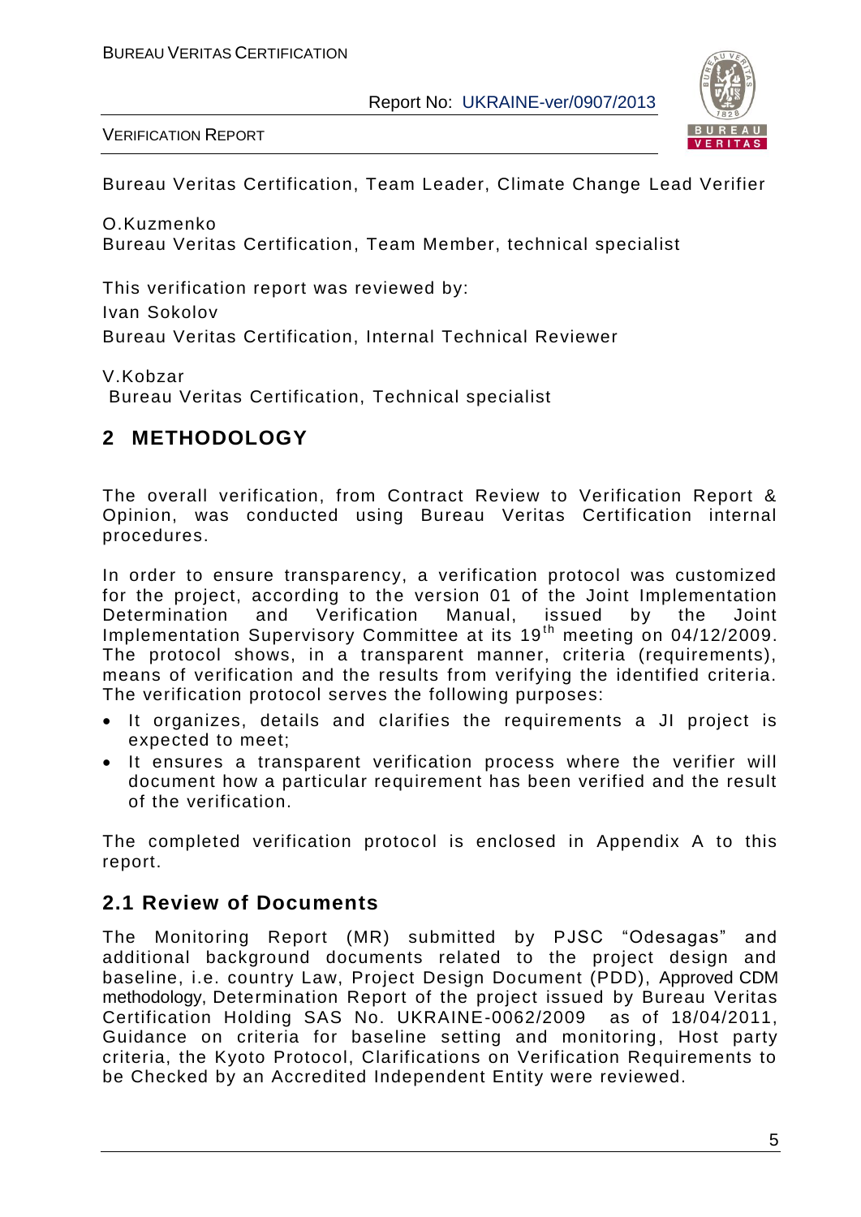Bureau Veritas Certification, Team Leader, Climate Change Lead Verifier

O.Kuzmenko
Bureau Veritas Certification, Team Member, technical specialist

This verification report was reviewed by:
Ivan Sokolov
Bureau Veritas Certification, Internal Technical Reviewer

V.Kobzar
Bureau Veritas Certification, Technical specialist

# 2 METHODOLOGY

The overall verification, from Contract Review to Verification Report & Opinion, was conducted using Bureau Veritas Certification internal procedures.

In order to ensure transparency, a verification protocol was customized for the project, according to the version 01 of the Joint Implementation Determination and Verification Manual, issued by the Joint Implementation Supervisory Committee at its 19[th] meeting on 04/12/2009. The protocol shows, in a transparent manner, criteria (requirements), means of verification and the results from verifying the identified criteria. The verification protocol serves the following purposes:

- It organizes, details and clarifies the requirements a JI project is expected to meet;
- It ensures a transparent verification process where the verifier will document how a particular requirement has been verified and the result of the verification.

The completed verification protocol is enclosed in Appendix A to this report.

## 2.1 Review of Documents

The Monitoring Report (MR) submitted by PJSC "Odesagas" and additional background documents related to the project design and baseline, i.e. country Law, Project Design Document (PDD), Approved CDM methodology, Determination Report of the project issued by Bureau Veritas Certification Holding SAS No. UKRAINE-0062/2009 as of 18/04/2011, Guidance on criteria for baseline setting and monitoring, Host party criteria, the Kyoto Protocol, Clarifications on Verification Requirements to be Checked by an Accredited Independent Entity were reviewed.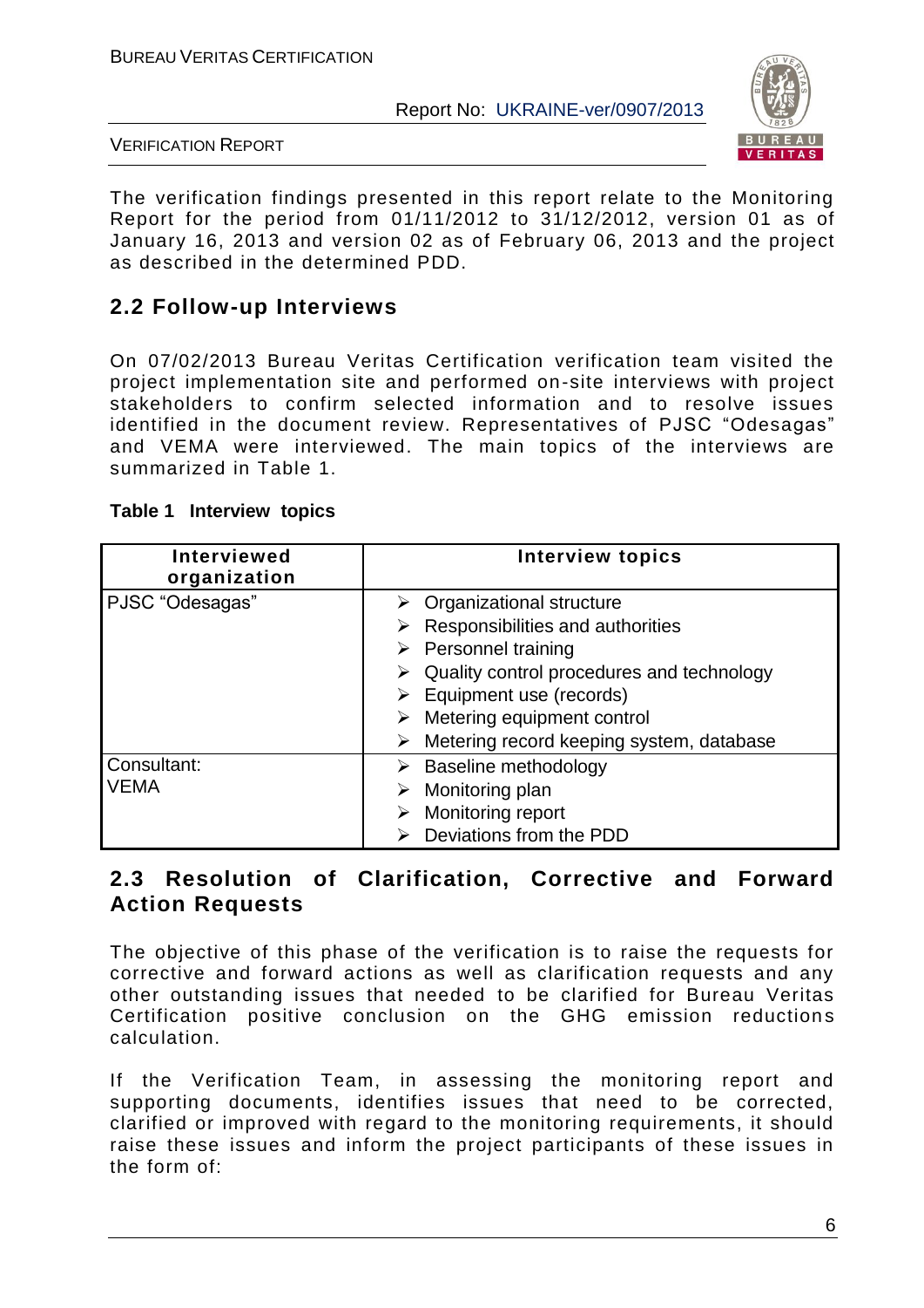The verification findings presented in this report relate to the Monitoring Report for the period from 01/11/2012 to 31/12/2012, version 01 as of January 16, 2013 and version 02 as of February 06, 2013 and the project as described in the determined PDD.

## 2.2 Follow-up Interviews

On 07/02/2013 Bureau Veritas Certification verification team visited the project implementation site and performed on-site interviews with project stakeholders to confirm selected information and to resolve issues identified in the document review. Representatives of PJSC "Odesagas" and VEMA were interviewed. The main topics of the interviews are summarized in Table 1.

**Table 1 Interview topics**

| Interviewed organization | Interview topics |
|---|---|
| PJSC "Odesagas" | ➢ Organizational structure<br>➢ Responsibilities and authorities<br>➢ Personnel training<br>➢ Quality control procedures and technology<br>➢ Equipment use (records)<br>➢ Metering equipment control<br>➢ Metering record keeping system, database |
| Consultant:<br>VEMA | ➢ Baseline methodology<br>➢ Monitoring plan<br>➢ Monitoring report<br>➢ Deviations from the PDD |

## 2.3 Resolution of Clarification, Corrective and Forward Action Requests

The objective of this phase of the verification is to raise the requests for corrective and forward actions as well as clarification requests and any other outstanding issues that needed to be clarified for Bureau Veritas Certification positive conclusion on the GHG emission reductions calculation.

If the Verification Team, in assessing the monitoring report and supporting documents, identifies issues that need to be corrected, clarified or improved with regard to the monitoring requirements, it should raise these issues and inform the project participants of these issues in the form of: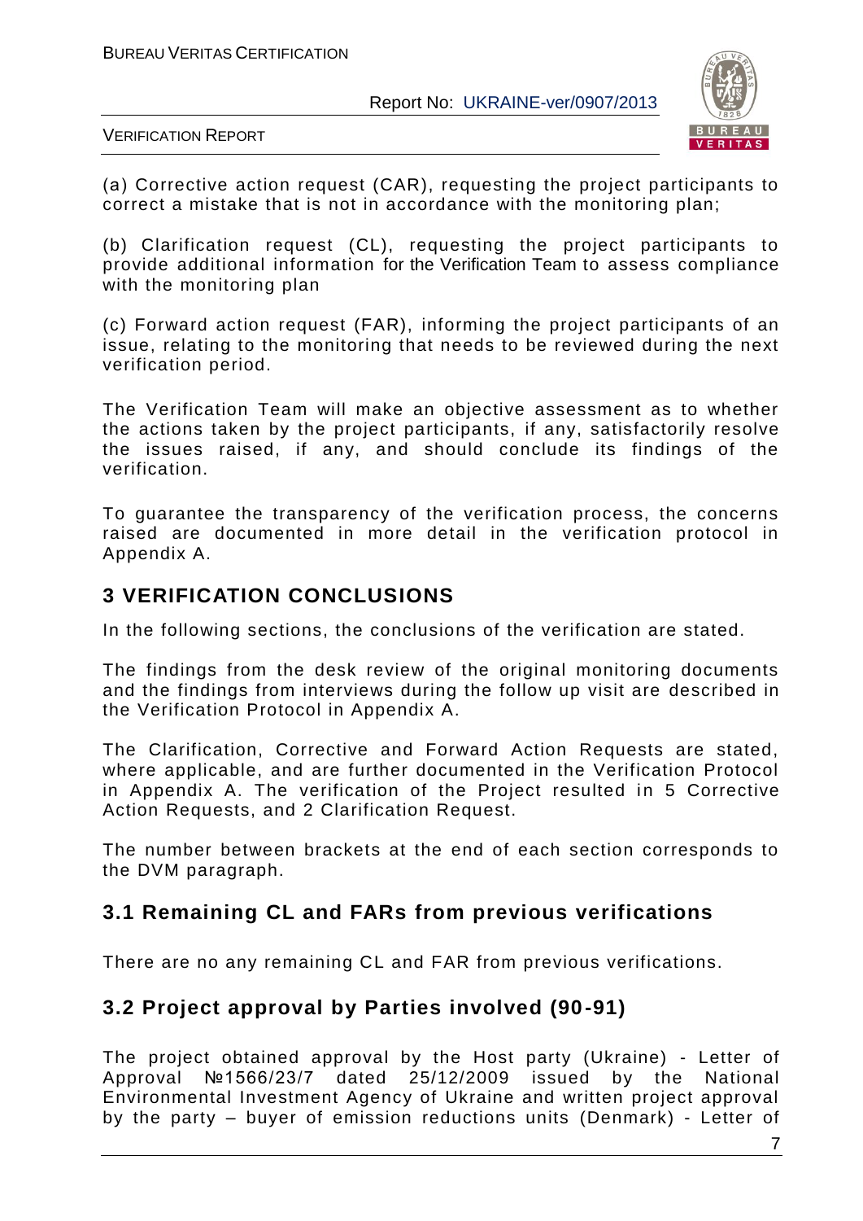(a) Corrective action request (CAR), requesting the project participants to correct a mistake that is not in accordance with the monitoring plan;

(b) Clarification request (CL), requesting the project participants to provide additional information for the Verification Team to assess compliance with the monitoring plan

(c) Forward action request (FAR), informing the project participants of an issue, relating to the monitoring that needs to be reviewed during the next verification period.

The Verification Team will make an objective assessment as to whether the actions taken by the project participants, if any, satisfactorily resolve the issues raised, if any, and should conclude its findings of the verification.

To guarantee the transparency of the verification process, the concerns raised are documented in more detail in the verification protocol in Appendix A.

# 3 VERIFICATION CONCLUSIONS

In the following sections, the conclusions of the verification are stated.

The findings from the desk review of the original monitoring documents and the findings from interviews during the follow up visit are described in the Verification Protocol in Appendix A.

The Clarification, Corrective and Forward Action Requests are stated, where applicable, and are further documented in the Verification Protocol in Appendix A. The verification of the Project resulted in 5 Corrective Action Requests, and 2 Clarification Request.

The number between brackets at the end of each section corresponds to the DVM paragraph.

## 3.1 Remaining CL and FARs from previous verifications

There are no any remaining CL and FAR from previous verifications.

## 3.2 Project approval by Parties involved (90-91)

The project obtained approval by the Host party (Ukraine) - Letter of Approval №1566/23/7 dated 25/12/2009 issued by the National Environmental Investment Agency of Ukraine and written project approval by the party – buyer of emission reductions units (Denmark) - Letter of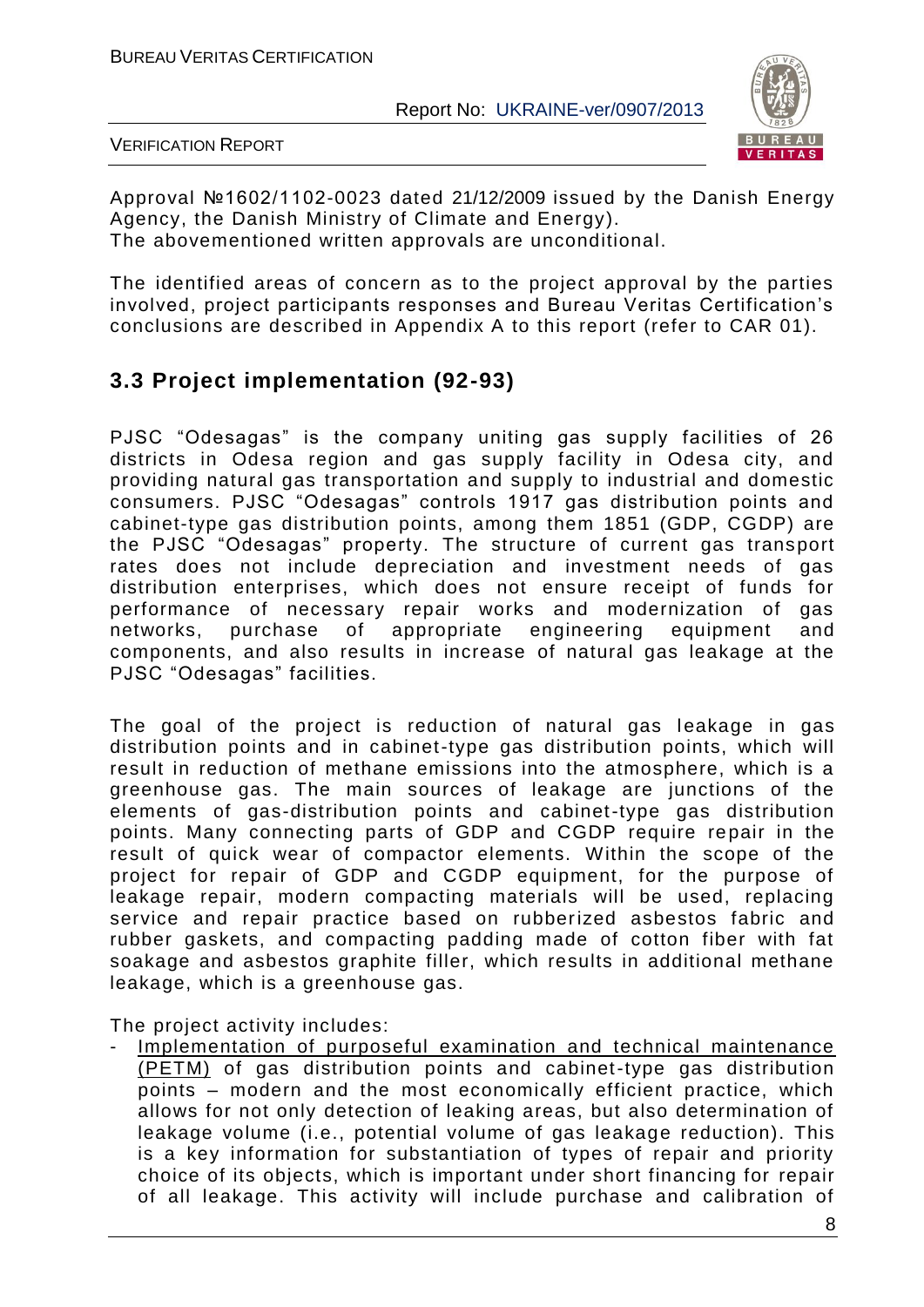Approval №1602/1102-0023 dated 21/12/2009 issued by the Danish Energy Agency, the Danish Ministry of Climate and Energy).
The abovementioned written approvals are unconditional.

The identified areas of concern as to the project approval by the parties involved, project participants responses and Bureau Veritas Certification's conclusions are described in Appendix A to this report (refer to CAR 01).

## 3.3 Project implementation (92-93)

PJSC "Odesagas" is the company uniting gas supply facilities of 26 districts in Odesa region and gas supply facility in Odesa city, and providing natural gas transportation and supply to industrial and domestic consumers. PJSC "Odesagas" controls 1917 gas distribution points and cabinet-type gas distribution points, among them 1851 (GDP, CGDP) are the PJSC "Odesagas" property. The structure of current gas transport rates does not include depreciation and investment needs of gas distribution enterprises, which does not ensure receipt of funds for performance of necessary repair works and modernization of gas networks, purchase of appropriate engineering equipment and components, and also results in increase of natural gas leakage at the PJSC "Odesagas" facilities.

The goal of the project is reduction of natural gas leakage in gas distribution points and in cabinet-type gas distribution points, which will result in reduction of methane emissions into the atmosphere, which is a greenhouse gas. The main sources of leakage are junctions of the elements of gas-distribution points and cabinet-type gas distribution points. Many connecting parts of GDP and CGDP require repair in the result of quick wear of compactor elements. Within the scope of the project for repair of GDP and CGDP equipment, for the purpose of leakage repair, modern compacting materials will be used, replacing service and repair practice based on rubberized asbestos fabric and rubber gaskets, and compacting padding made of cotton fiber with fat soakage and asbestos graphite filler, which results in additional methane leakage, which is a greenhouse gas.

The project activity includes:

- Implementation of purposeful examination and technical maintenance (PETM) of gas distribution points and cabinet-type gas distribution points – modern and the most economically efficient practice, which allows for not only detection of leaking areas, but also determination of leakage volume (i.e., potential volume of gas leakage reduction). This is a key information for substantiation of types of repair and priority choice of its objects, which is important under short financing for repair of all leakage. This activity will include purchase and calibration of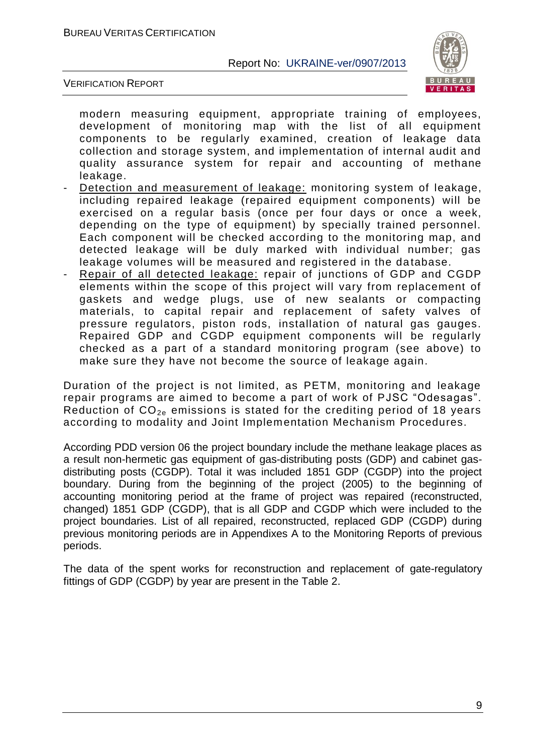modern measuring equipment, appropriate training of employees, development of monitoring map with the list of all equipment components to be regularly examined, creation of leakage data collection and storage system, and implementation of internal audit and quality assurance system for repair and accounting of methane leakage.

- Detection and measurement of leakage: monitoring system of leakage, including repaired leakage (repaired equipment components) will be exercised on a regular basis (once per four days or once a week, depending on the type of equipment) by specially trained personnel. Each component will be checked according to the monitoring map, and detected leakage will be duly marked with individual number; gas leakage volumes will be measured and registered in the database.
- Repair of all detected leakage: repair of junctions of GDP and CGDP elements within the scope of this project will vary from replacement of gaskets and wedge plugs, use of new sealants or compacting materials, to capital repair and replacement of safety valves of pressure regulators, piston rods, installation of natural gas gauges. Repaired GDP and CGDP equipment components will be regularly checked as a part of a standard monitoring program (see above) to make sure they have not become the source of leakage again.

Duration of the project is not limited, as PETM, monitoring and leakage repair programs are aimed to become a part of work of PJSC "Odesagas". Reduction of $CO_{2e}$ emissions is stated for the crediting period of 18 years according to modality and Joint Implementation Mechanism Procedures.

According PDD version 06 the project boundary include the methane leakage places as a result non-hermetic gas equipment of gas-distributing posts (GDP) and cabinet gas-distributing posts (CGDP). Total it was included 1851 GDP (CGDP) into the project boundary. During from the beginning of the project (2005) to the beginning of accounting monitoring period at the frame of project was repaired (reconstructed, changed) 1851 GDP (CGDP), that is all GDP and CGDP which were included to the project boundaries. List of all repaired, reconstructed, replaced GDP (CGDP) during previous monitoring periods are in Appendixes A to the Monitoring Reports of previous periods.

The data of the spent works for reconstruction and replacement of gate-regulatory fittings of GDP (CGDP) by year are present in the Table 2.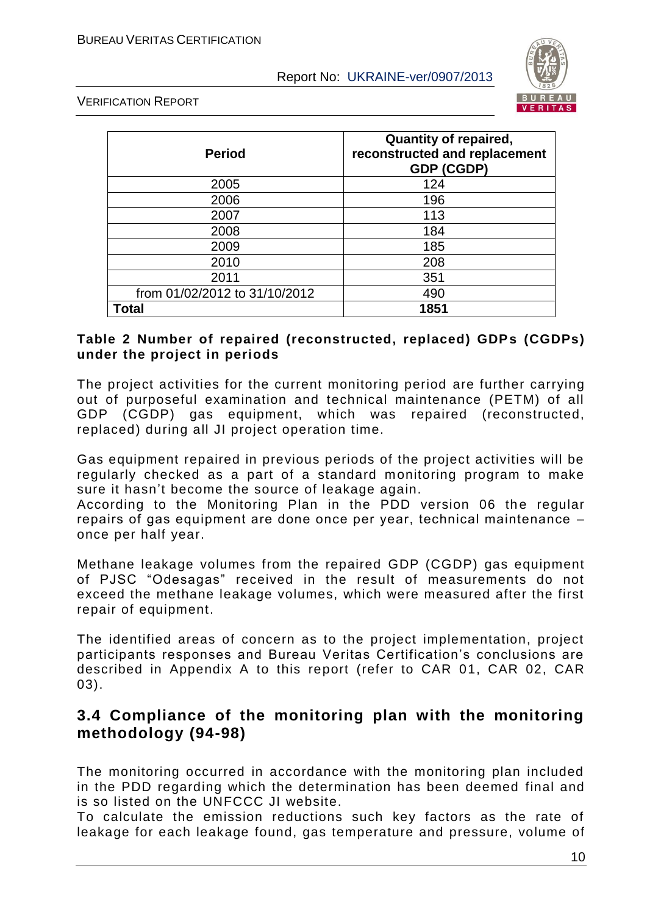| Period | Quantity of repaired, reconstructed and replacement GDP (CGDP) |
|---|---|
| 2005 | 124 |
| 2006 | 196 |
| 2007 | 113 |
| 2008 | 184 |
| 2009 | 185 |
| 2010 | 208 |
| 2011 | 351 |
| from 01/02/2012 to 31/10/2012 | 490 |
| **Total** | **1851** |

**Table 2 Number of repaired (reconstructed, replaced) GDPs (CGDPs) under the project in periods**

The project activities for the current monitoring period are further carrying out of purposeful examination and technical maintenance (PETM) of all GDP (CGDP) gas equipment, which was repaired (reconstructed, replaced) during all JI project operation time.

Gas equipment repaired in previous periods of the project activities will be regularly checked as a part of a standard monitoring program to make sure it hasn't become the source of leakage again.
According to the Monitoring Plan in the PDD version 06 the regular repairs of gas equipment are done once per year, technical maintenance – once per half year.

Methane leakage volumes from the repaired GDP (CGDP) gas equipment of PJSC "Odesagas" received in the result of measurements do not exceed the methane leakage volumes, which were measured after the first repair of equipment.

The identified areas of concern as to the project implementation, project participants responses and Bureau Veritas Certification's conclusions are described in Appendix A to this report (refer to CAR 01, CAR 02, CAR 03).

## 3.4 Compliance of the monitoring plan with the monitoring methodology (94-98)

The monitoring occurred in accordance with the monitoring plan included in the PDD regarding which the determination has been deemed final and is so listed on the UNFCCC JI website.
To calculate the emission reductions such key factors as the rate of leakage for each leakage found, gas temperature and pressure, volume of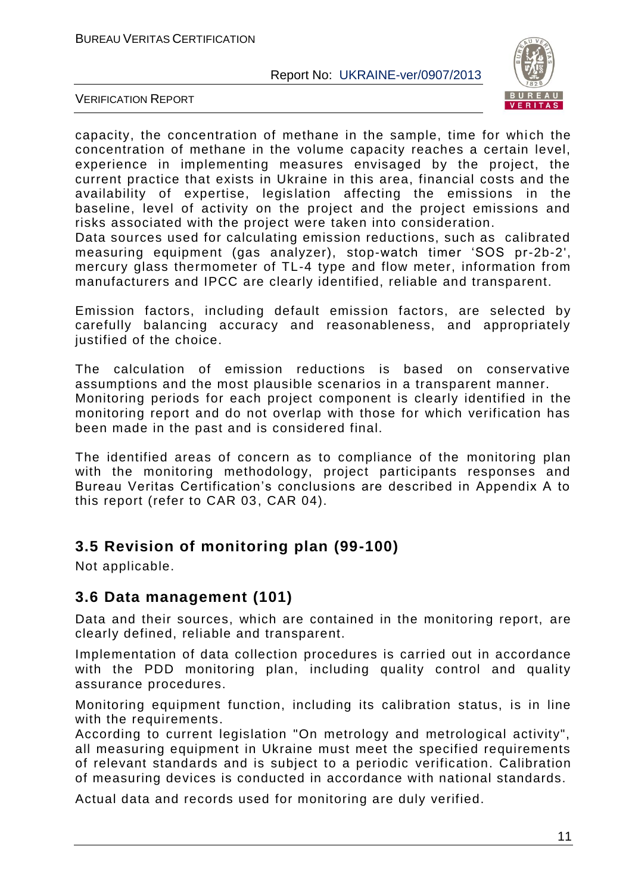capacity, the concentration of methane in the sample, time for which the concentration of methane in the volume capacity reaches a certain level, experience in implementing measures envisaged by the project, the current practice that exists in Ukraine in this area, financial costs and the availability of expertise, legislation affecting the emissions in the baseline, level of activity on the project and the project emissions and risks associated with the project were taken into consideration.
Data sources used for calculating emission reductions, such as calibrated measuring equipment (gas analyzer), stop-watch timer 'SOS pr-2b-2', mercury glass thermometer of TL-4 type and flow meter, information from manufacturers and IPCC are clearly identified, reliable and transparent.

Emission factors, including default emission factors, are selected by carefully balancing accuracy and reasonableness, and appropriately justified of the choice.

The calculation of emission reductions is based on conservative assumptions and the most plausible scenarios in a transparent manner.
Monitoring periods for each project component is clearly identified in the monitoring report and do not overlap with those for which verification has been made in the past and is considered final.

The identified areas of concern as to compliance of the monitoring plan with the monitoring methodology, project participants responses and Bureau Veritas Certification's conclusions are described in Appendix A to this report (refer to CAR 03, CAR 04).

## 3.5 Revision of monitoring plan (99-100)

Not applicable.

## 3.6 Data management (101)

Data and their sources, which are contained in the monitoring report, are clearly defined, reliable and transparent.

Implementation of data collection procedures is carried out in accordance with the PDD monitoring plan, including quality control and quality assurance procedures.

Monitoring equipment function, including its calibration status, is in line with the requirements.
According to current legislation "On metrology and metrological activity", all measuring equipment in Ukraine must meet the specified requirements of relevant standards and is subject to a periodic verification. Calibration of measuring devices is conducted in accordance with national standards.

Actual data and records used for monitoring are duly verified.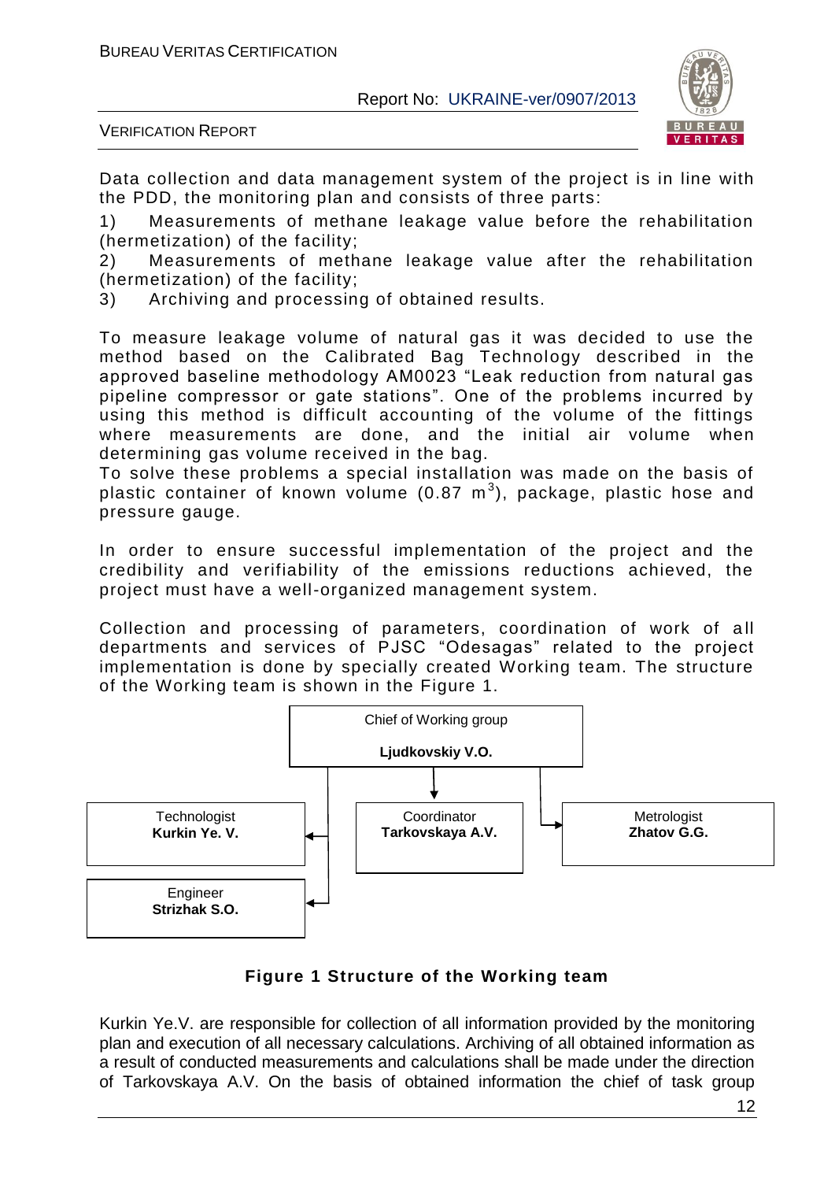Data collection and data management system of the project is in line with the PDD, the monitoring plan and consists of three parts:

1) Measurements of methane leakage value before the rehabilitation (hermetization) of the facility;
2) Measurements of methane leakage value after the rehabilitation (hermetization) of the facility;
3) Archiving and processing of obtained results.

To measure leakage volume of natural gas it was decided to use the method based on the Calibrated Bag Technology described in the approved baseline methodology AM0023 "Leak reduction from natural gas pipeline compressor or gate stations". One of the problems incurred by using this method is difficult accounting of the volume of the fittings where measurements are done, and the initial air volume when determining gas volume received in the bag.

To solve these problems a special installation was made on the basis of plastic container of known volume (0.87 $m^3$), package, plastic hose and pressure gauge.

In order to ensure successful implementation of the project and the credibility and verifiability of the emissions reductions achieved, the project must have a well-organized management system.

Collection and processing of parameters, coordination of work of all departments and services of PJSC "Odesagas" related to the project implementation is done by specially created Working team. The structure of the Working team is shown in the Figure 1.

Chief of Working group
**Ljudkovskiy V.O.**

- Technologist **Kurkin Ye. V.**
- Engineer **Strizhak S.O.**
- Coordinator **Tarkovskaya A.V.**
- Metrologist **Zhatov G.G.**

**Figure 1 Structure of the Working team**

Kurkin Ye.V. are responsible for collection of all information provided by the monitoring plan and execution of all necessary calculations. Archiving of all obtained information as a result of conducted measurements and calculations shall be made under the direction of Tarkovskaya A.V. On the basis of obtained information the chief of task group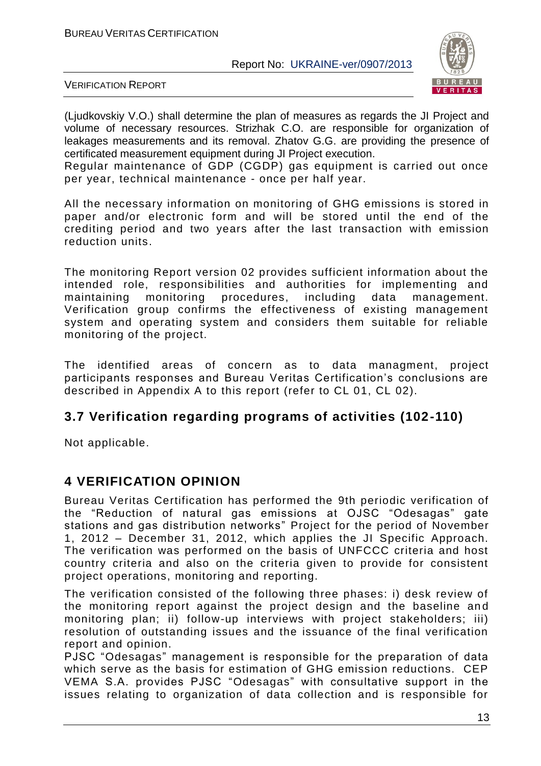(Ljudkovskiy V.O.) shall determine the plan of measures as regards the JI Project and volume of necessary resources. Strizhak C.O. are responsible for organization of leakages measurements and its removal. Zhatov G.G. are providing the presence of certificated measurement equipment during JI Project execution.
Regular maintenance of GDP (CGDP) gas equipment is carried out once per year, technical maintenance - once per half year.

All the necessary information on monitoring of GHG emissions is stored in paper and/or electronic form and will be stored until the end of the crediting period and two years after the last transaction with emission reduction units.

The monitoring Report version 02 provides sufficient information about the intended role, responsibilities and authorities for implementing and maintaining monitoring procedures, including data management. Verification group confirms the effectiveness of existing management system and operating system and considers them suitable for reliable monitoring of the project.

The identified areas of concern as to data managment, project participants responses and Bureau Veritas Certification's conclusions are described in Appendix A to this report (refer to CL 01, CL 02).

## 3.7 Verification regarding programs of activities (102-110)

Not applicable.

# 4 VERIFICATION OPINION

Bureau Veritas Certification has performed the 9th periodic verification of the "Reduction of natural gas emissions at OJSC "Odesagas" gate stations and gas distribution networks" Project for the period of November 1, 2012 – December 31, 2012, which applies the JI Specific Approach. The verification was performed on the basis of UNFCCC criteria and host country criteria and also on the criteria given to provide for consistent project operations, monitoring and reporting.

The verification consisted of the following three phases: i) desk review of the monitoring report against the project design and the baseline and monitoring plan; ii) follow-up interviews with project stakeholders; iii) resolution of outstanding issues and the issuance of the final verification report and opinion.

PJSC "Odesagas" management is responsible for the preparation of data which serve as the basis for estimation of GHG emission reductions. CEP VEMA S.A. provides PJSC "Odesagas" with consultative support in the issues relating to organization of data collection and is responsible for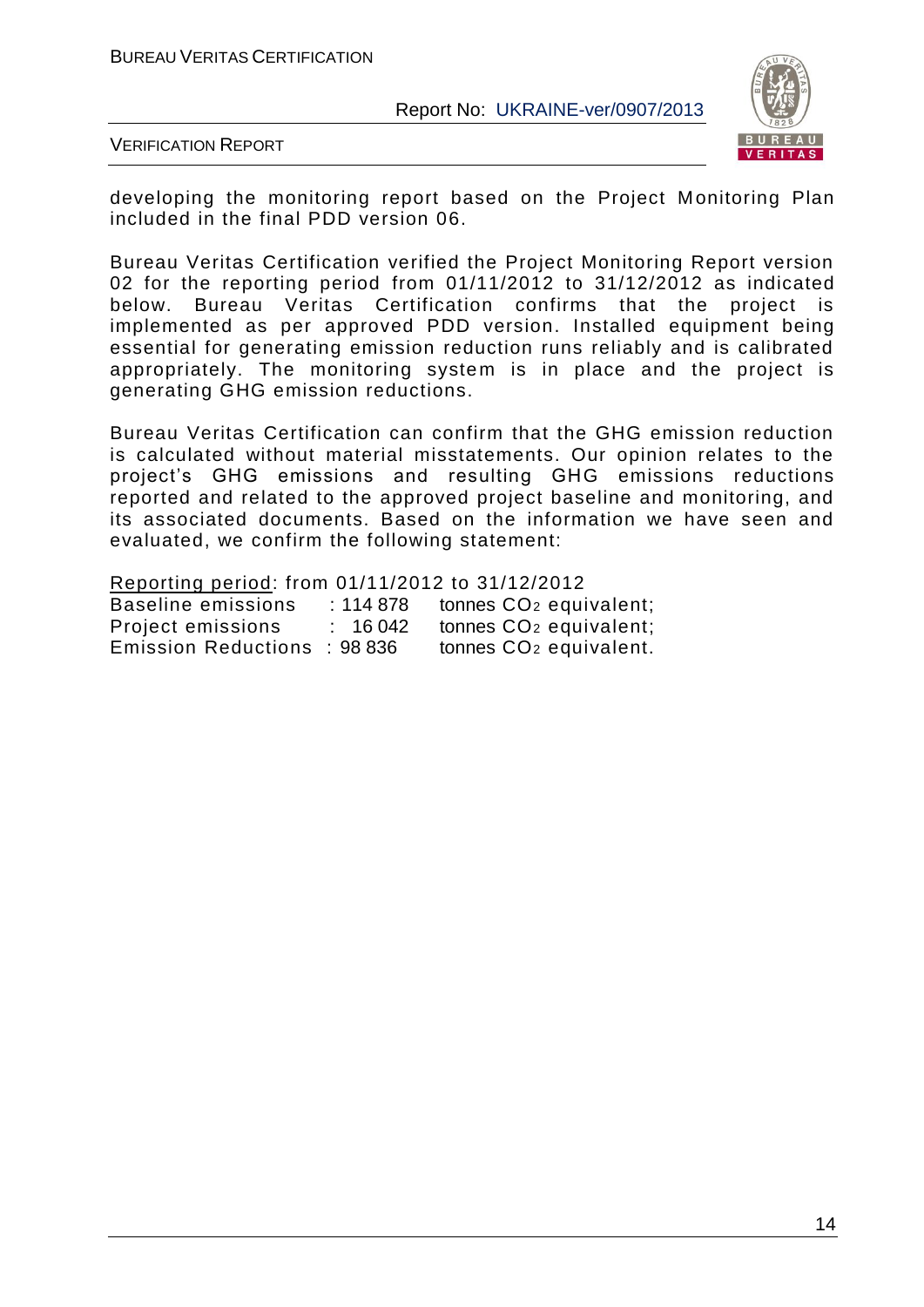developing the monitoring report based on the Project Monitoring Plan included in the final PDD version 06.

Bureau Veritas Certification verified the Project Monitoring Report version 02 for the reporting period from 01/11/2012 to 31/12/2012 as indicated below. Bureau Veritas Certification confirms that the project is implemented as per approved PDD version. Installed equipment being essential for generating emission reduction runs reliably and is calibrated appropriately. The monitoring system is in place and the project is generating GHG emission reductions.

Bureau Veritas Certification can confirm that the GHG emission reduction is calculated without material misstatements. Our opinion relates to the project's GHG emissions and resulting GHG emissions reductions reported and related to the approved project baseline and monitoring, and its associated documents. Based on the information we have seen and evaluated, we confirm the following statement:

Reporting period: from 01/11/2012 to 31/12/2012

| | | |
|---|---|---|
| Baseline emissions | : 114 878 | tonnes $CO_2$ equivalent; |
| Project emissions | : 16 042 | tonnes $CO_2$ equivalent; |
| Emission Reductions | : 98 836 | tonnes $CO_2$ equivalent. |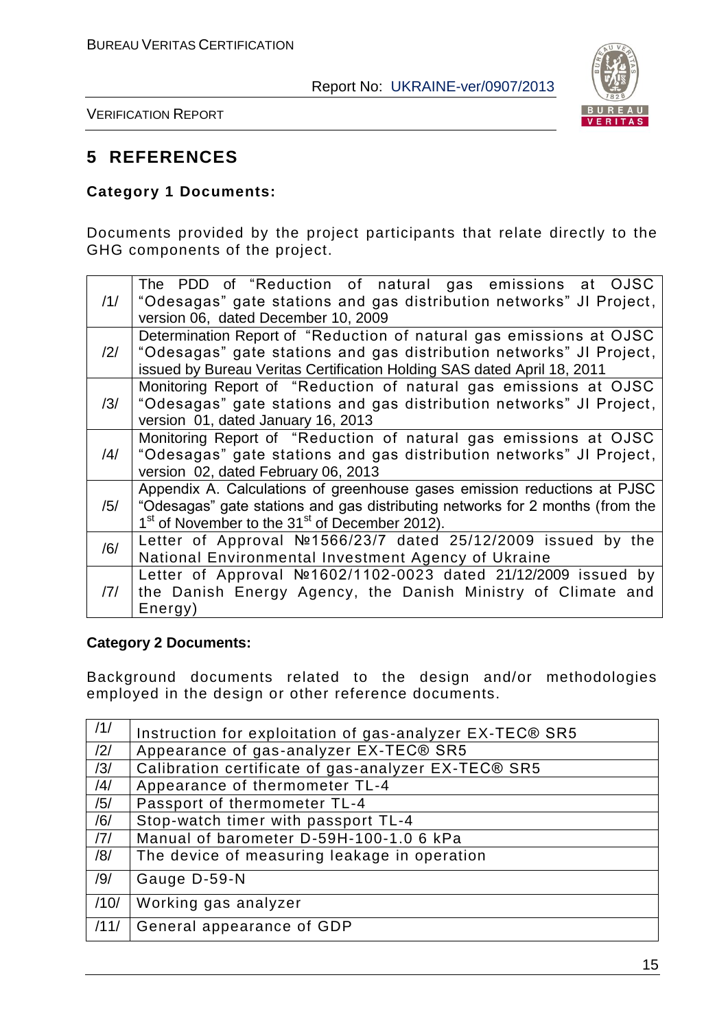# 5 REFERENCES

### Category 1 Documents:

Documents provided by the project participants that relate directly to the GHG components of the project.

| | |
|---|---|
| /1/ | The PDD of "Reduction of natural gas emissions at OJSC "Odesagas" gate stations and gas distribution networks" JI Project, version 06, dated December 10, 2009 |
| /2/ | Determination Report of "Reduction of natural gas emissions at OJSC "Odesagas" gate stations and gas distribution networks" JI Project, issued by Bureau Veritas Certification Holding SAS dated April 18, 2011 |
| /3/ | Monitoring Report of "Reduction of natural gas emissions at OJSC "Odesagas" gate stations and gas distribution networks" JI Project, version 01, dated January 16, 2013 |
| /4/ | Monitoring Report of "Reduction of natural gas emissions at OJSC "Odesagas" gate stations and gas distribution networks" JI Project, version 02, dated February 06, 2013 |
| /5/ | Appendix A. Calculations of greenhouse gases emission reductions at PJSC "Odesagas" gate stations and gas distributing networks for 2 months (from the 1st of November to the 31st of December 2012). |
| /6/ | Letter of Approval №1566/23/7 dated 25/12/2009 issued by the National Environmental Investment Agency of Ukraine |
| /7/ | Letter of Approval №1602/1102-0023 dated 21/12/2009 issued by the Danish Energy Agency, the Danish Ministry of Climate and Energy) |

### Category 2 Documents:

Background documents related to the design and/or methodologies employed in the design or other reference documents.

| | |
|---|---|
| /1/ | Instruction for exploitation of gas-analyzer EX-TEC® SR5 |
| /2/ | Appearance of gas-analyzer EX-TEC® SR5 |
| /3/ | Calibration certificate of gas-analyzer EX-TEC® SR5 |
| /4/ | Appearance of thermometer TL-4 |
| /5/ | Passport of thermometer TL-4 |
| /6/ | Stop-watch timer with passport TL-4 |
| /7/ | Manual of barometer D-59H-100-1.0 6 kPa |
| /8/ | The device of measuring leakage in operation |
| /9/ | Gauge D-59-N |
| /10/ | Working gas analyzer |
| /11/ | General appearance of GDP |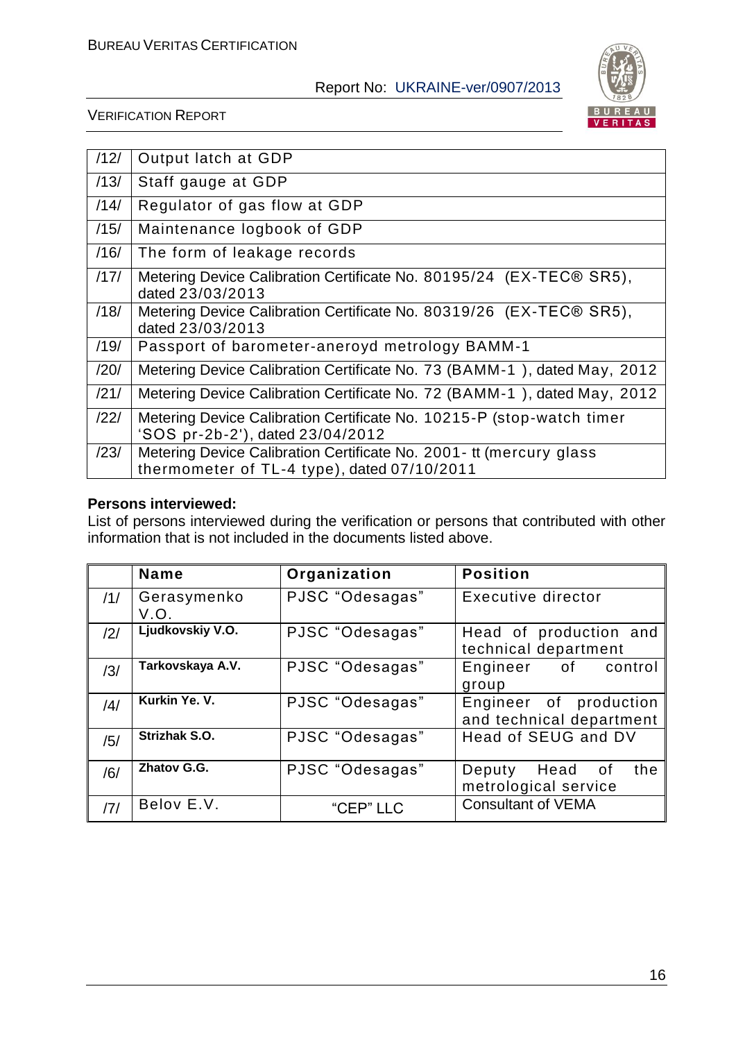| /12/ | Output latch at GDP |
|---|---|
| /13/ | Staff gauge at GDP |
| /14/ | Regulator of gas flow at GDP |
| /15/ | Maintenance logbook of GDP |
| /16/ | The form of leakage records |
| /17/ | Metering Device Calibration Certificate No. 80195/24 (EX-TEC® SR5), dated 23/03/2013 |
| /18/ | Metering Device Calibration Certificate No. 80319/26 (EX-TEC® SR5), dated 23/03/2013 |
| /19/ | Passport of barometer-aneroyd metrology BAMM-1 |
| /20/ | Metering Device Calibration Certificate No. 73 (BAMM-1 ), dated May, 2012 |
| /21/ | Metering Device Calibration Certificate No. 72 (BAMM-1 ), dated May, 2012 |
| /22/ | Metering Device Calibration Certificate No. 10215-P (stop-watch timer 'SOS pr-2b-2'), dated 23/04/2012 |
| /23/ | Metering Device Calibration Certificate No. 2001- tt (mercury glass thermometer of TL-4 type), dated 07/10/2011 |

**Persons interviewed:**

List of persons interviewed during the verification or persons that contributed with other information that is not included in the documents listed above.

| | Name | Organization | Position |
|---|---|---|---|
| /1/ | Gerasymenko V.O. | PJSC "Odesagas" | Executive director |
| /2/ | Ljudkovskiy V.O. | PJSC "Odesagas" | Head of production and technical department |
| /3/ | Tarkovskaya A.V. | PJSC "Odesagas" | Engineer of control group |
| /4/ | Kurkin Ye. V. | PJSC "Odesagas" | Engineer of production and technical department |
| /5/ | Strizhak S.O. | PJSC "Odesagas" | Head of SEUG and DV |
| /6/ | Zhatov G.G. | PJSC "Odesagas" | Deputy Head of the metrological service |
| /7/ | Belov E.V. | "CEP" LLC | Consultant of VEMA |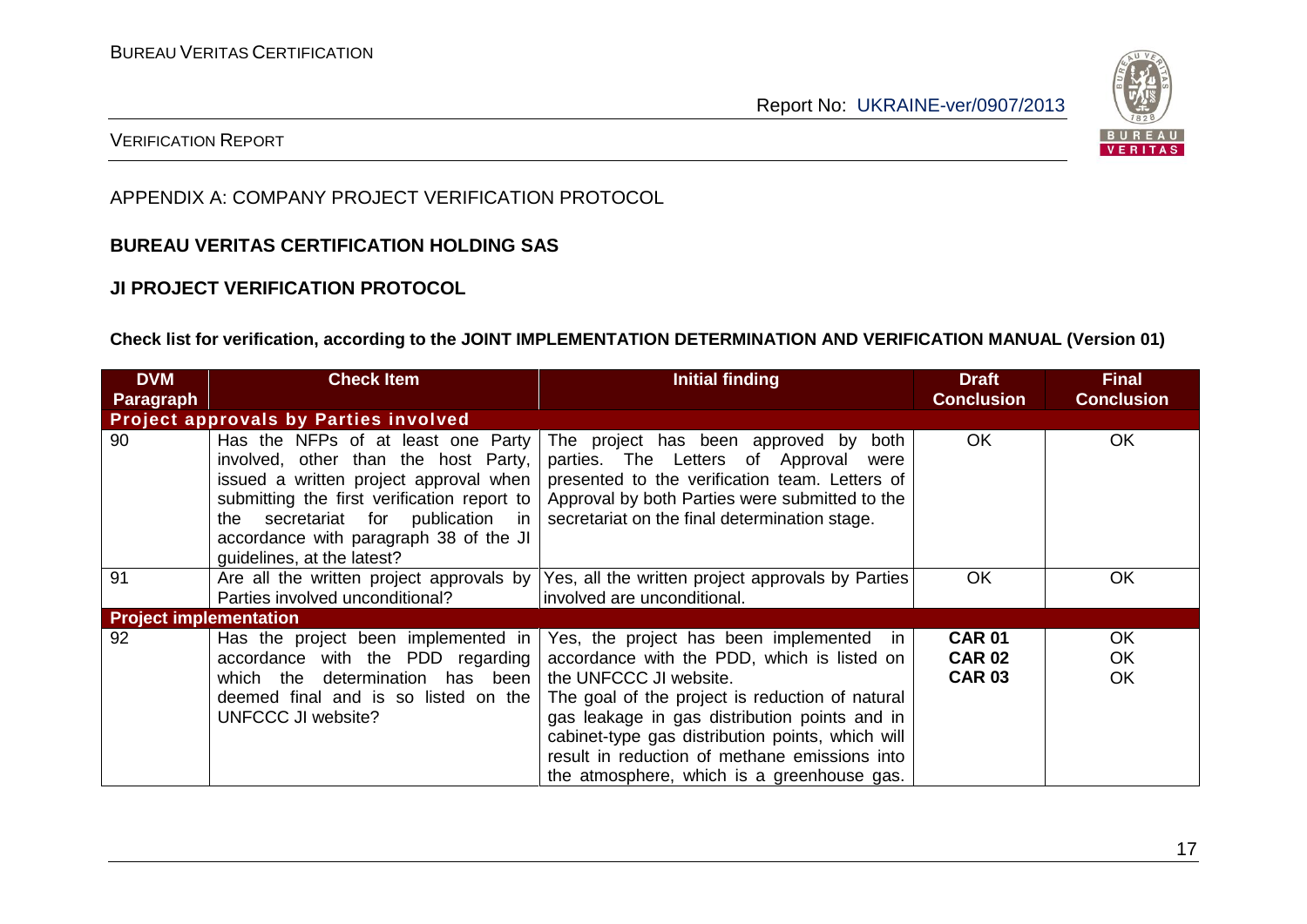APPENDIX A: COMPANY PROJECT VERIFICATION PROTOCOL

**BUREAU VERITAS CERTIFICATION HOLDING SAS**

**JI PROJECT VERIFICATION PROTOCOL**

**Check list for verification, according to the JOINT IMPLEMENTATION DETERMINATION AND VERIFICATION MANUAL (Version 01)**

| DVM Paragraph | Check Item | Initial finding | Draft Conclusion | Final Conclusion |
|---|---|---|---|---|
| **Project approvals by Parties involved** | | | | |
| 90 | Has the NFPs of at least one Party involved, other than the host Party, issued a written project approval when submitting the first verification report to the secretariat for publication in accordance with paragraph 38 of the JI guidelines, at the latest? | The project has been approved by both parties. The Letters of Approval were presented to the verification team. Letters of Approval by both Parties were submitted to the secretariat on the final determination stage. | OK | OK |
| 91 | Are all the written project approvals by Parties involved unconditional? | Yes, all the written project approvals by Parties involved are unconditional. | OK | OK |
| **Project implementation** | | | | |
| 92 | Has the project been implemented in accordance with the PDD regarding which the determination has been deemed final and is so listed on the UNFCCC JI website? | Yes, the project has been implemented in accordance with the PDD, which is listed on the UNFCCC JI website.<br>The goal of the project is reduction of natural gas leakage in gas distribution points and in cabinet-type gas distribution points, which will result in reduction of methane emissions into the atmosphere, which is a greenhouse gas. | **CAR 01**<br>**CAR 02**<br>**CAR 03** | OK<br>OK<br>OK |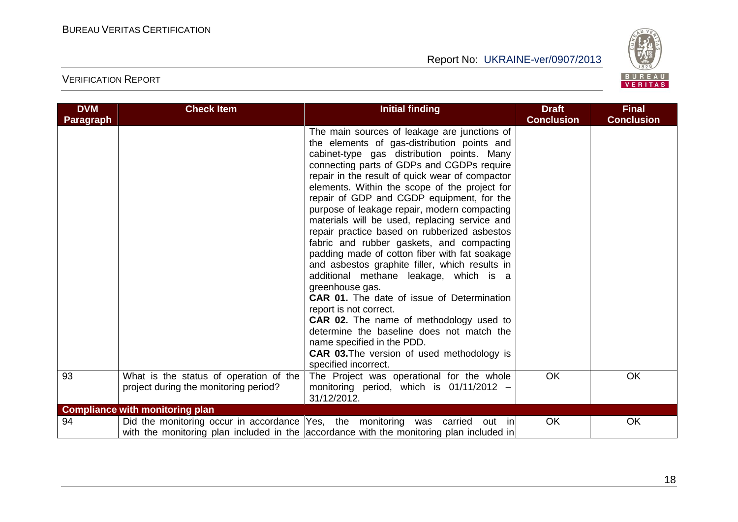| DVM Paragraph | Check Item | Initial finding | Draft Conclusion | Final Conclusion |
|---|---|---|---|---|
| | | The main sources of leakage are junctions of the elements of gas-distribution points and cabinet-type gas distribution points. Many connecting parts of GDPs and CGDPs require repair in the result of quick wear of compactor elements. Within the scope of the project for repair of GDP and CGDP equipment, for the purpose of leakage repair, modern compacting materials will be used, replacing service and repair practice based on rubberized asbestos fabric and rubber gaskets, and compacting padding made of cotton fiber with fat soakage and asbestos graphite filler, which results in additional methane leakage, which is a greenhouse gas.<br>**CAR 01.** The date of issue of Determination report is not correct.<br>**CAR 02.** The name of methodology used to determine the baseline does not match the name specified in the PDD.<br>**CAR 03.** The version of used methodology is specified incorrect. | | |
| 93 | What is the status of operation of the project during the monitoring period? | The Project was operational for the whole monitoring period, which is 01/11/2012 – 31/12/2012. | OK | OK |
| **Compliance with monitoring plan** | | | | |
| 94 | Did the monitoring occur in accordance with the monitoring plan included in the | Yes, the monitoring was carried out in accordance with the monitoring plan included in | OK | OK |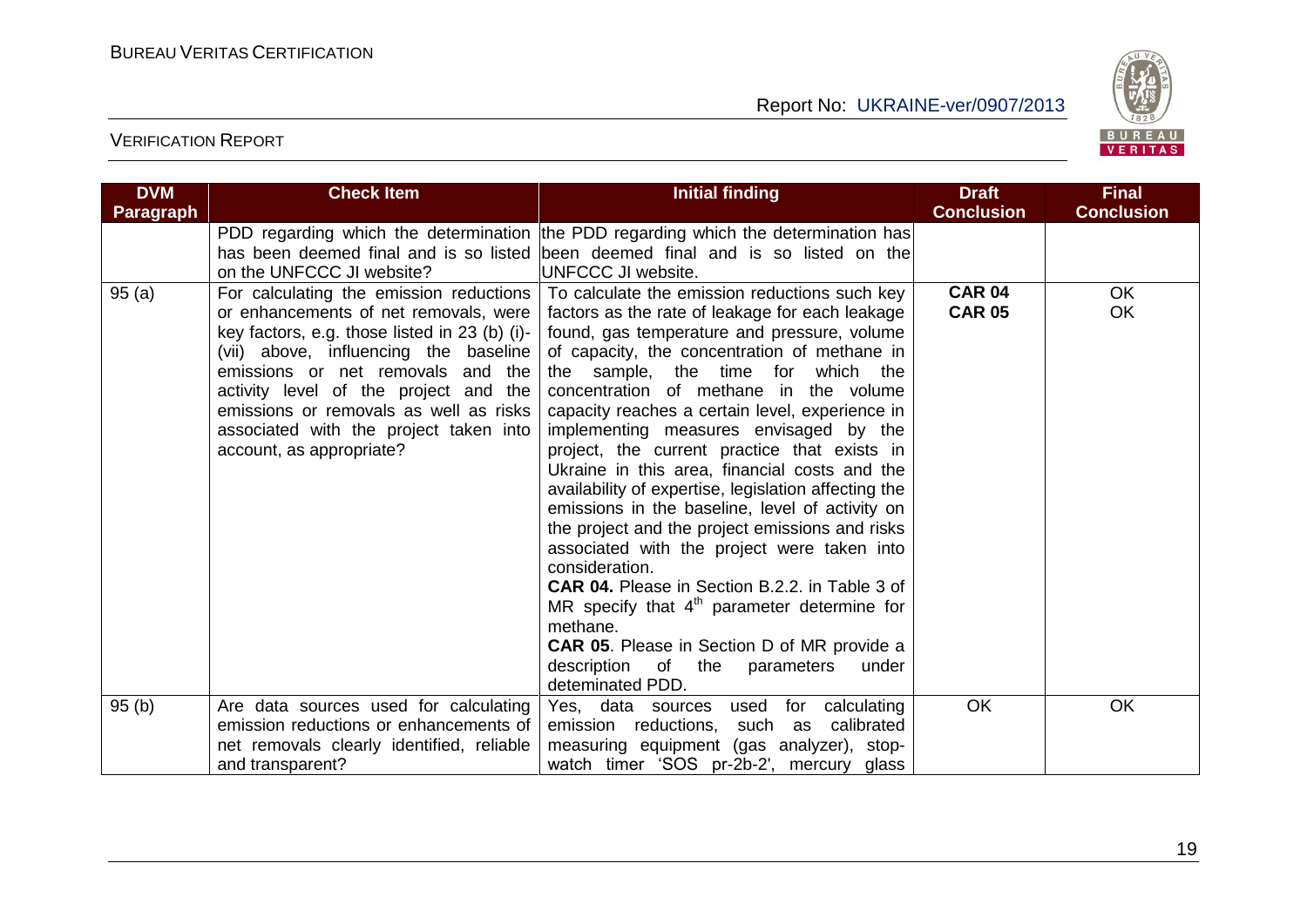| DVM Paragraph | Check Item | Initial finding | Draft Conclusion | Final Conclusion |
|---|---|---|---|---|
| | PDD regarding which the determination has been deemed final and is so listed on the UNFCCC JI website? | the PDD regarding which the determination has been deemed final and is so listed on the UNFCCC JI website. | | |
| 95 (a) | For calculating the emission reductions or enhancements of net removals, were key factors, e.g. those listed in 23 (b) (i)-(vii) above, influencing the baseline emissions or net removals and the activity level of the project and the emissions or removals as well as risks associated with the project taken into account, as appropriate? | To calculate the emission reductions such key factors as the rate of leakage for each leakage found, gas temperature and pressure, volume of capacity, the concentration of methane in the sample, the time for which the concentration of methane in the volume capacity reaches a certain level, experience in implementing measures envisaged by the project, the current practice that exists in Ukraine in this area, financial costs and the availability of expertise, legislation affecting the emissions in the baseline, level of activity on the project and the project emissions and risks associated with the project were taken into consideration.<br>**CAR 04.** Please in Section B.2.2. in Table 3 of MR specify that 4th parameter determine for methane.<br>**CAR 05**. Please in Section D of MR provide a description of the parameters under deteminated PDD. | **CAR 04**<br>**CAR 05** | OK<br>OK |
| 95 (b) | Are data sources used for calculating emission reductions or enhancements of net removals clearly identified, reliable and transparent? | Yes, data sources used for calculating emission reductions, such as calibrated measuring equipment (gas analyzer), stop-watch timer 'SOS pr-2b-2', mercury glass | OK | OK |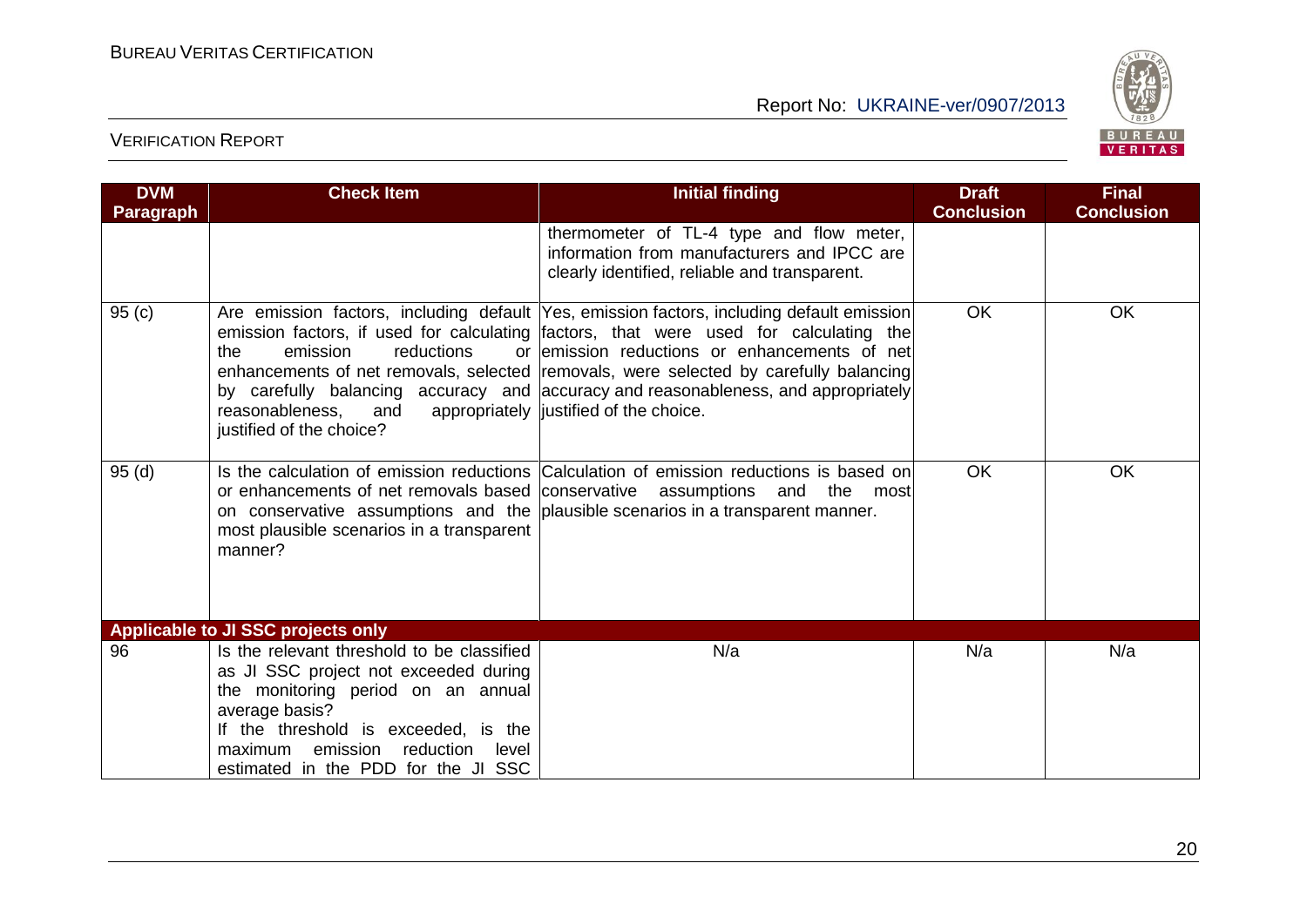| DVM Paragraph | Check Item | Initial finding | Draft Conclusion | Final Conclusion |
|---|---|---|---|---|
| | | thermometer of TL-4 type and flow meter, information from manufacturers and IPCC are clearly identified, reliable and transparent. | | |
| 95 (c) | Are emission factors, including default emission factors, if used for calculating the emission reductions or enhancements of net removals, selected by carefully balancing accuracy and reasonableness, and appropriately justified of the choice? | Yes, emission factors, including default emission factors, that were used for calculating the emission reductions or enhancements of net removals, were selected by carefully balancing accuracy and reasonableness, and appropriately justified of the choice. | OK | OK |
| 95 (d) | Is the calculation of emission reductions or enhancements of net removals based on conservative assumptions and the most plausible scenarios in a transparent manner? | Calculation of emission reductions is based on conservative assumptions and the most plausible scenarios in a transparent manner. | OK | OK |
| **Applicable to JI SSC projects only** | | | | |
| 96 | Is the relevant threshold to be classified as JI SSC project not exceeded during the monitoring period on an annual average basis?<br>If the threshold is exceeded, is the maximum emission reduction level estimated in the PDD for the JI SSC | N/a | N/a | N/a |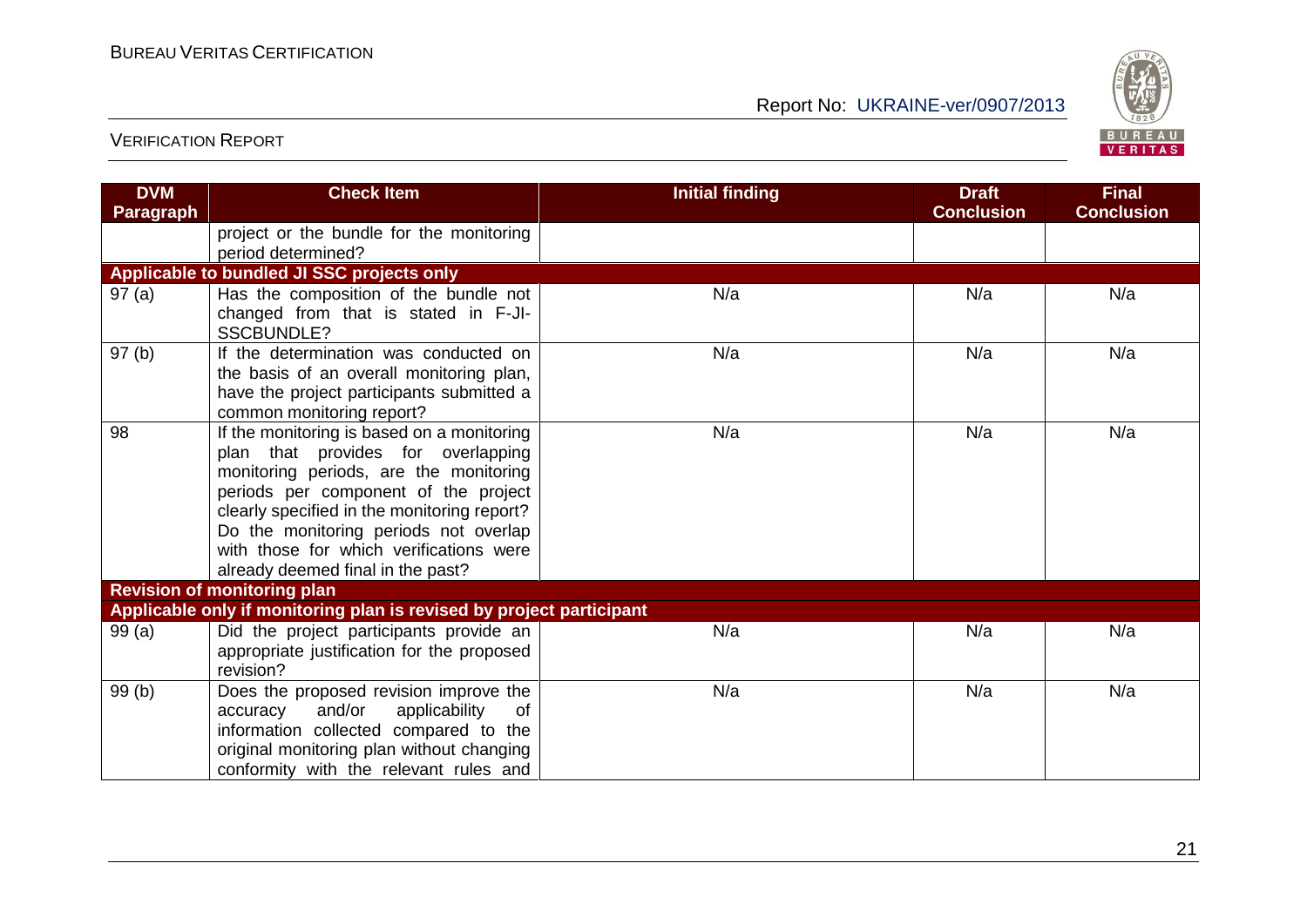| DVM Paragraph | Check Item | Initial finding | Draft Conclusion | Final Conclusion |
|---|---|---|---|---|
| | project or the bundle for the monitoring period determined? | | | |
| **Applicable to bundled JI SSC projects only** | | | | |
| 97 (a) | Has the composition of the bundle not changed from that is stated in F-JI-SSCBUNDLE? | N/a | N/a | N/a |
| 97 (b) | If the determination was conducted on the basis of an overall monitoring plan, have the project participants submitted a common monitoring report? | N/a | N/a | N/a |
| 98 | If the monitoring is based on a monitoring plan that provides for overlapping monitoring periods, are the monitoring periods per component of the project clearly specified in the monitoring report? Do the monitoring periods not overlap with those for which verifications were already deemed final in the past? | N/a | N/a | N/a |
| **Revision of monitoring plan** | | | | |
| **Applicable only if monitoring plan is revised by project participant** | | | | |
| 99 (a) | Did the project participants provide an appropriate justification for the proposed revision? | N/a | N/a | N/a |
| 99 (b) | Does the proposed revision improve the accuracy and/or applicability of information collected compared to the original monitoring plan without changing conformity with the relevant rules and | N/a | N/a | N/a |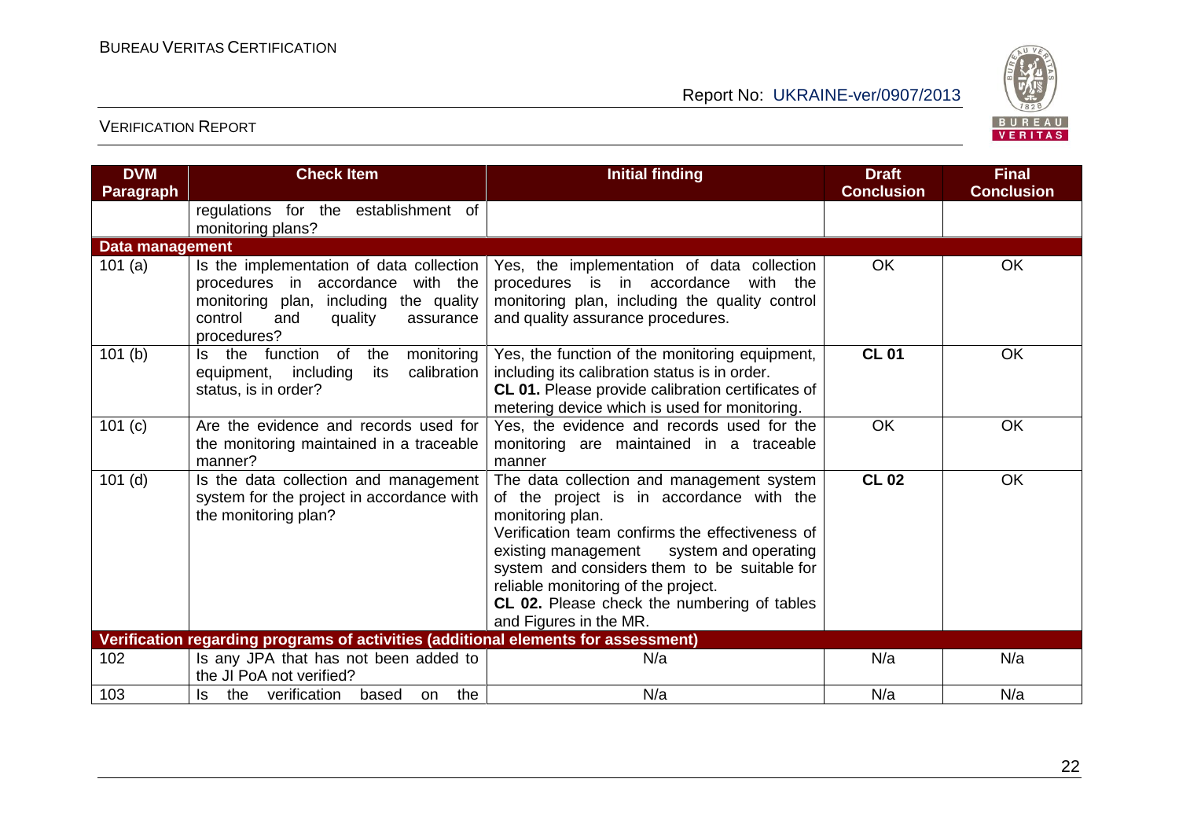| DVM Paragraph | Check Item | Initial finding | Draft Conclusion | Final Conclusion |
|---|---|---|---|---|
| | regulations for the establishment of monitoring plans? | | | |
| **Data management** | | | | |
| 101 (a) | Is the implementation of data collection procedures in accordance with the monitoring plan, including the quality control and quality assurance procedures? | Yes, the implementation of data collection procedures is in accordance with the monitoring plan, including the quality control and quality assurance procedures. | OK | OK |
| 101 (b) | Is the function of the monitoring equipment, including its calibration status, is in order? | Yes, the function of the monitoring equipment, including its calibration status is in order. **CL 01.** Please provide calibration certificates of metering device which is used for monitoring. | **CL 01** | OK |
| 101 (c) | Are the evidence and records used for the monitoring maintained in a traceable manner? | Yes, the evidence and records used for the monitoring are maintained in a traceable manner | OK | OK |
| 101 (d) | Is the data collection and management system for the project in accordance with the monitoring plan? | The data collection and management system of the project is in accordance with the monitoring plan. Verification team confirms the effectiveness of existing management system and operating system and considers them to be suitable for reliable monitoring of the project. **CL 02.** Please check the numbering of tables and Figures in the MR. | **CL 02** | OK |
| **Verification regarding programs of activities (additional elements for assessment)** | | | | |
| 102 | Is any JPA that has not been added to the JI PoA not verified? | N/a | N/a | N/a |
| 103 | Is the verification based on the | N/a | N/a | N/a |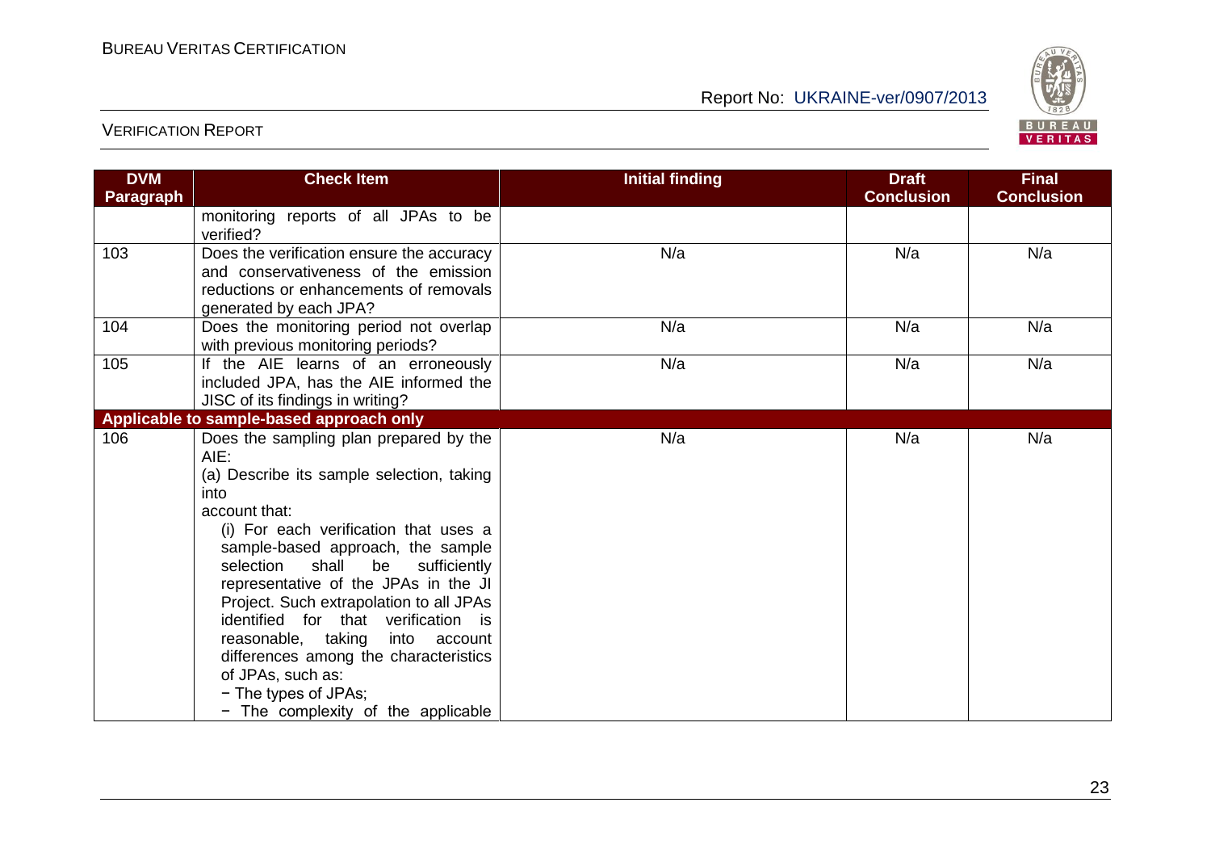| DVM Paragraph | Check Item | Initial finding | Draft Conclusion | Final Conclusion |
|---|---|---|---|---|
| | monitoring reports of all JPAs to be verified? | | | |
| 103 | Does the verification ensure the accuracy and conservativeness of the emission reductions or enhancements of removals generated by each JPA? | N/a | N/a | N/a |
| 104 | Does the monitoring period not overlap with previous monitoring periods? | N/a | N/a | N/a |
| 105 | If the AIE learns of an erroneously included JPA, has the AIE informed the JISC of its findings in writing? | N/a | N/a | N/a |
| **Applicable to sample-based approach only** | | | | |
| 106 | Does the sampling plan prepared by the AIE:<br>(a) Describe its sample selection, taking into account that:<br>(i) For each verification that uses a sample-based approach, the sample selection shall be sufficiently representative of the JPAs in the JI Project. Such extrapolation to all JPAs identified for that verification is reasonable, taking into account differences among the characteristics of JPAs, such as:<br>− The types of JPAs;<br>− The complexity of the applicable | N/a | N/a | N/a |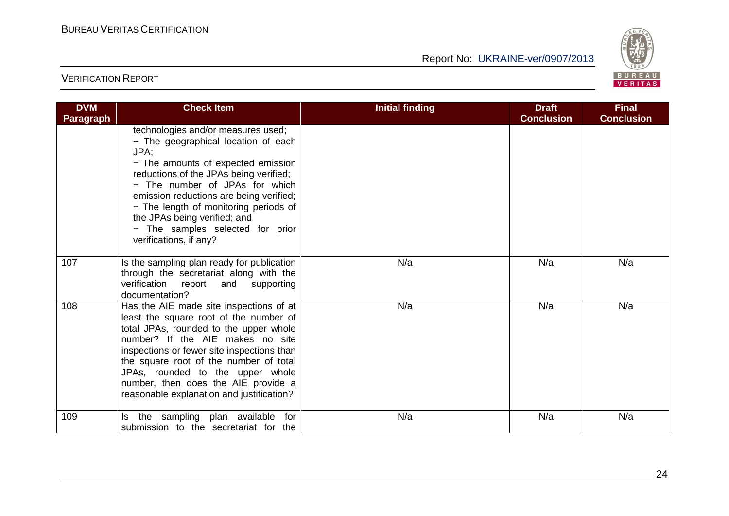| DVM Paragraph | Check Item | Initial finding | Draft Conclusion | Final Conclusion |
|---|---|---|---|---|
| | technologies and/or measures used;<br>− The geographical location of each JPA;<br>− The amounts of expected emission reductions of the JPAs being verified;<br>− The number of JPAs for which emission reductions are being verified;<br>− The length of monitoring periods of the JPAs being verified; and<br>− The samples selected for prior verifications, if any? | | | |
| 107 | Is the sampling plan ready for publication through the secretariat along with the verification report and supporting documentation? | N/a | N/a | N/a |
| 108 | Has the AIE made site inspections of at least the square root of the number of total JPAs, rounded to the upper whole number? If the AIE makes no site inspections or fewer site inspections than the square root of the number of total JPAs, rounded to the upper whole number, then does the AIE provide a reasonable explanation and justification? | N/a | N/a | N/a |
| 109 | Is the sampling plan available for submission to the secretariat for the | N/a | N/a | N/a |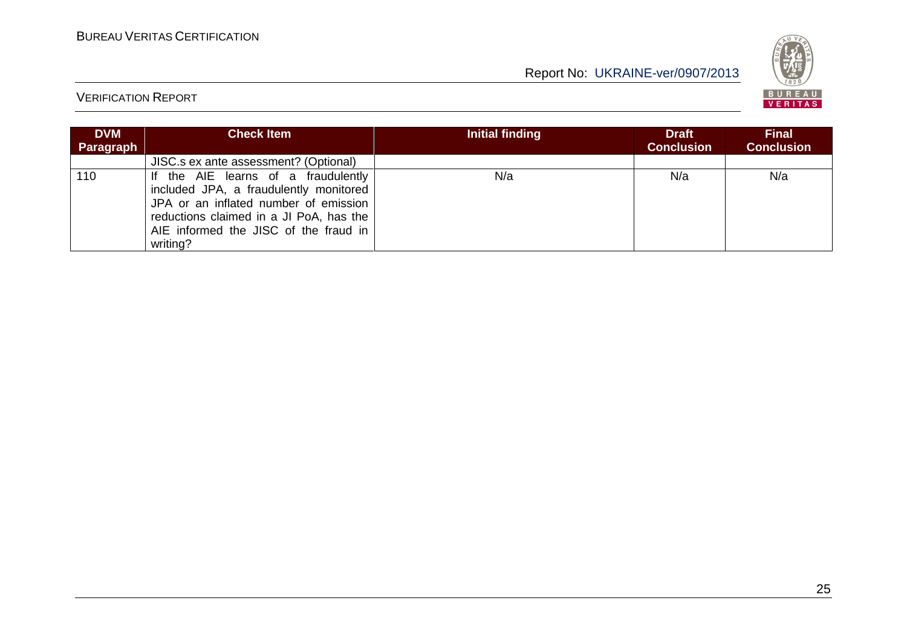| DVM Paragraph | Check Item | Initial finding | Draft Conclusion | Final Conclusion |
|---|---|---|---|---|
| | JISC.s ex ante assessment? (Optional) | | | |
| 110 | If the AIE learns of a fraudulently included JPA, a fraudulently monitored JPA or an inflated number of emission reductions claimed in a JI PoA, has the AIE informed the JISC of the fraud in writing? | N/a | N/a | N/a |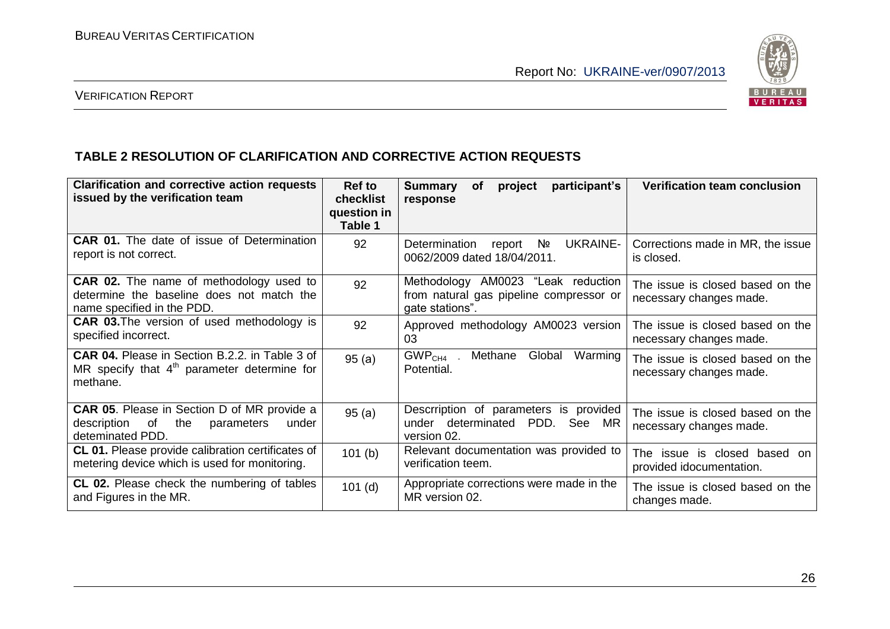## TABLE 2 RESOLUTION OF CLARIFICATION AND CORRECTIVE ACTION REQUESTS

| Clarification and corrective action requests issued by the verification team | Ref to checklist question in Table 1 | Summary of project participant's response | Verification team conclusion |
|---|---|---|---|
| **CAR 01.** The date of issue of Determination report is not correct. | 92 | Determination report № UKRAINE-0062/2009 dated 18/04/2011. | Corrections made in MR, the issue is closed. |
| **CAR 02.** The name of methodology used to determine the baseline does not match the name specified in the PDD. | 92 | Methodology AM0023 "Leak reduction from natural gas pipeline compressor or gate stations". | The issue is closed based on the necessary changes made. |
| **CAR 03.**The version of used methodology is specified incorrect. | 92 | Approved methodology AM0023 version 03 | The issue is closed based on the necessary changes made. |
| **CAR 04.** Please in Section B.2.2. in Table 3 of MR specify that 4th parameter determine for methane. | 95 (a) | $GWP_{CH4}$ - Methane Global Warming Potential. | The issue is closed based on the necessary changes made. |
| **CAR 05**. Please in Section D of MR provide a description of the parameters under deteminated PDD. | 95 (a) | Descrription of parameters is provided under determinated PDD. See MR version 02. | The issue is closed based on the necessary changes made. |
| **CL 01.** Please provide calibration certificates of metering device which is used for monitoring. | 101 (b) | Relevant documentation was provided to verification teem. | The issue is closed based on provided idocumentation. |
| **CL 02.** Please check the numbering of tables and Figures in the MR. | 101 (d) | Appropriate corrections were made in the MR version 02. | The issue is closed based on the changes made. |